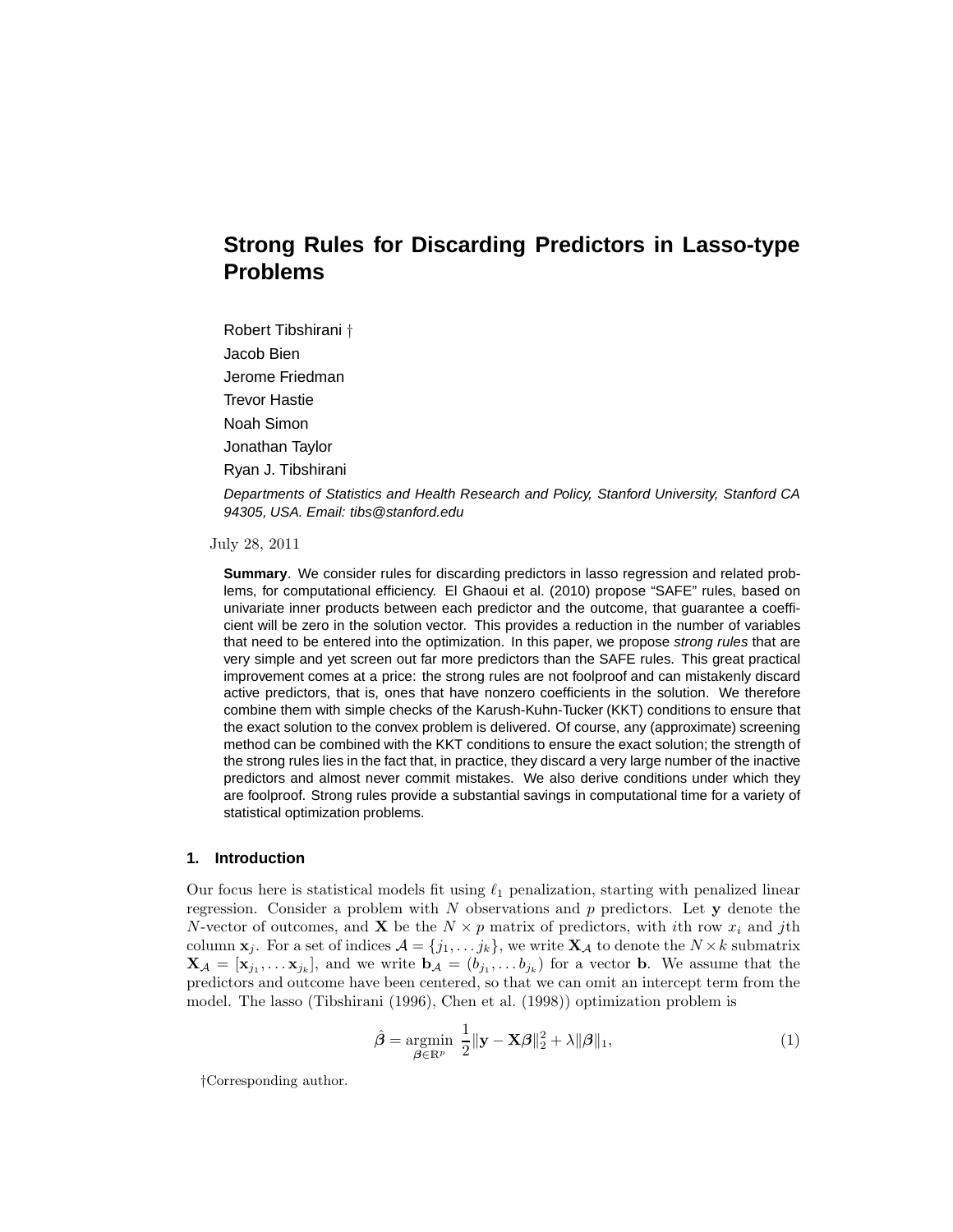# Strong Rules for Discarding Predictors in Lasso-type Problems

Robert Tibshirani †

Jacob Bien

Jerome Friedman

Trevor Hastie

Noah Simon

Jonathan Taylor

Ryan J. Tibshirani

*Departments of Statistics and Health Research and Policy, Stanford University, Stanford CA 94305, USA. Email: tibs@stanford.edu*

July 28, 2011

**Summary**. We consider rules for discarding predictors in lasso regression and related problems, for computational efficiency. El Ghaoui et al. (2010) propose "SAFE" rules, based on univariate inner products between each predictor and the outcome, that guarantee a coefficient will be zero in the solution vector. This provides a reduction in the number of variables that need to be entered into the optimization. In this paper, we propose *strong rules* that are very simple and yet screen out far more predictors than the SAFE rules. This great practical improvement comes at a price: the strong rules are not foolproof and can mistakenly discard active predictors, that is, ones that have nonzero coefficients in the solution. We therefore combine them with simple checks of the Karush-Kuhn-Tucker (KKT) conditions to ensure that the exact solution to the convex problem is delivered. Of course, any (approximate) screening method can be combined with the KKT conditions to ensure the exact solution; the strength of the strong rules lies in the fact that, in practice, they discard a very large number of the inactive predictors and almost never commit mistakes. We also derive conditions under which they are foolproof. Strong rules provide a substantial savings in computational time for a variety of statistical optimization problems.

## 1. Introduction

Our focus here is statistical models fit using $\ell_1$ penalization, starting with penalized linear regression. Consider a problem with $N$ observations and $p$ predictors. Let $\mathbf{y}$ denote the $N$-vector of outcomes, and $\mathbf{X}$ be the $N \times p$ matrix of predictors, with $i$th row $x_i$ and $j$th column $\mathbf{x}_j$. For a set of indices $\mathcal{A} = \{j_1, \ldots j_k\}$, we write $\mathbf{X}_\mathcal{A}$ to denote the $N \times k$ submatrix $\mathbf{X}_\mathcal{A} = [\mathbf{x}_{j_1}, \ldots \mathbf{x}_{j_k}]$, and we write $\mathbf{b}_\mathcal{A} = (b_{j_1}, \ldots b_{j_k})$ for a vector $\mathbf{b}$. We assume that the predictors and outcome have been centered, so that we can omit an intercept term from the model. The lasso (Tibshirani (1996), Chen et al. (1998)) optimization problem is

$$\hat{\boldsymbol{\beta}} = \underset{\boldsymbol{\beta} \in \mathbb{R}^p}{\operatorname{argmin}} \ \frac{1}{2}\|\mathbf{y} - \mathbf{X}\boldsymbol{\beta}\|_2^2 + \lambda\|\boldsymbol{\beta}\|_1, \tag{1}$$

†Corresponding author.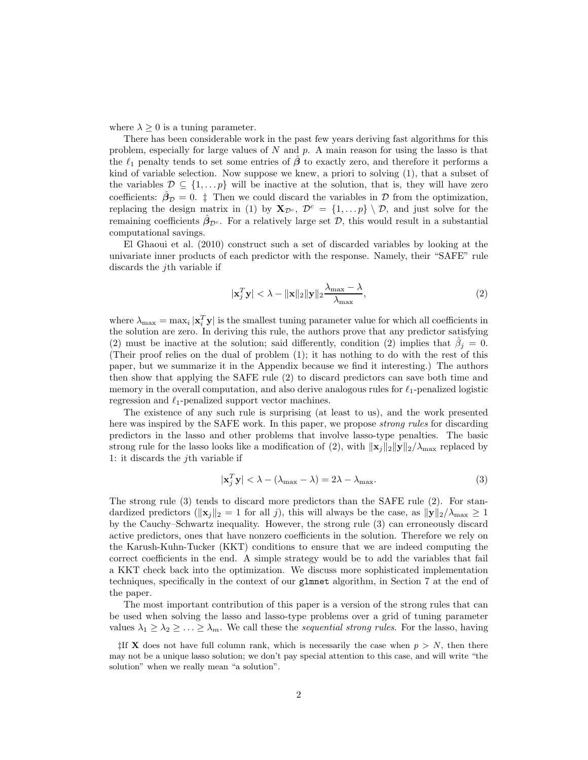where $\lambda \geq 0$ is a tuning parameter.

There has been considerable work in the past few years deriving fast algorithms for this problem, especially for large values of $N$ and $p$. A main reason for using the lasso is that the $\ell_1$ penalty tends to set some entries of $\hat{\boldsymbol{\beta}}$ to exactly zero, and therefore it performs a kind of variable selection. Now suppose we knew, a priori to solving (1), that a subset of the variables $\mathcal{D} \subseteq \{1, \ldots p\}$ will be inactive at the solution, that is, they will have zero coefficients: $\hat{\boldsymbol{\beta}}_{\mathcal{D}} = 0$. ‡ Then we could discard the variables in $\mathcal{D}$ from the optimization, replacing the design matrix in (1) by $\mathbf{X}_{\mathcal{D}^c}$, $\mathcal{D}^c = \{1, \ldots p\} \setminus \mathcal{D}$, and just solve for the remaining coefficients $\hat{\boldsymbol{\beta}}_{\mathcal{D}^c}$. For a relatively large set $\mathcal{D}$, this would result in a substantial computational savings.

El Ghaoui et al. (2010) construct such a set of discarded variables by looking at the univariate inner products of each predictor with the response. Namely, their "SAFE" rule discards the $j$th variable if

$$|\mathbf{x}_j^T \mathbf{y}| < \lambda - \|\mathbf{x}\|_2 \|\mathbf{y}\|_2 \frac{\lambda_{\max} - \lambda}{\lambda_{\max}}, \tag{2}$$

where $\lambda_{\max} = \max_i |\mathbf{x}_i^T \mathbf{y}|$ is the smallest tuning parameter value for which all coefficients in the solution are zero. In deriving this rule, the authors prove that any predictor satisfying (2) must be inactive at the solution; said differently, condition (2) implies that $\hat{\beta}_j = 0$. (Their proof relies on the dual of problem (1); it has nothing to do with the rest of this paper, but we summarize it in the Appendix because we find it interesting.) The authors then show that applying the SAFE rule (2) to discard predictors can save both time and memory in the overall computation, and also derive analogous rules for $\ell_1$-penalized logistic regression and $\ell_1$-penalized support vector machines.

The existence of any such rule is surprising (at least to us), and the work presented here was inspired by the SAFE work. In this paper, we propose *strong rules* for discarding predictors in the lasso and other problems that involve lasso-type penalties. The basic strong rule for the lasso looks like a modification of (2), with $\|\mathbf{x}_j\|_2 \|\mathbf{y}\|_2 / \lambda_{\max}$ replaced by 1: it discards the $j$th variable if

$$|\mathbf{x}_j^T \mathbf{y}| < \lambda - (\lambda_{\max} - \lambda) = 2\lambda - \lambda_{\max}. \tag{3}$$

The strong rule (3) tends to discard more predictors than the SAFE rule (2). For standardized predictors ($\|\mathbf{x}_j\|_2 = 1$ for all $j$), this will always be the case, as $\|\mathbf{y}\|_2 / \lambda_{\max} \geq 1$ by the Cauchy–Schwartz inequality. However, the strong rule (3) can erroneously discard active predictors, ones that have nonzero coefficients in the solution. Therefore we rely on the Karush-Kuhn-Tucker (KKT) conditions to ensure that we are indeed computing the correct coefficients in the end. A simple strategy would be to add the variables that fail a KKT check back into the optimization. We discuss more sophisticated implementation techniques, specifically in the context of our `glmnet` algorithm, in Section 7 at the end of the paper.

The most important contribution of this paper is a version of the strong rules that can be used when solving the lasso and lasso-type problems over a grid of tuning parameter values $\lambda_1 \geq \lambda_2 \geq \ldots \geq \lambda_m$. We call these the *sequential strong rules*. For the lasso, having

‡If $\mathbf{X}$ does not have full column rank, which is necessarily the case when $p > N$, then there may not be a unique lasso solution; we don't pay special attention to this case, and will write "the solution" when we really mean "a solution".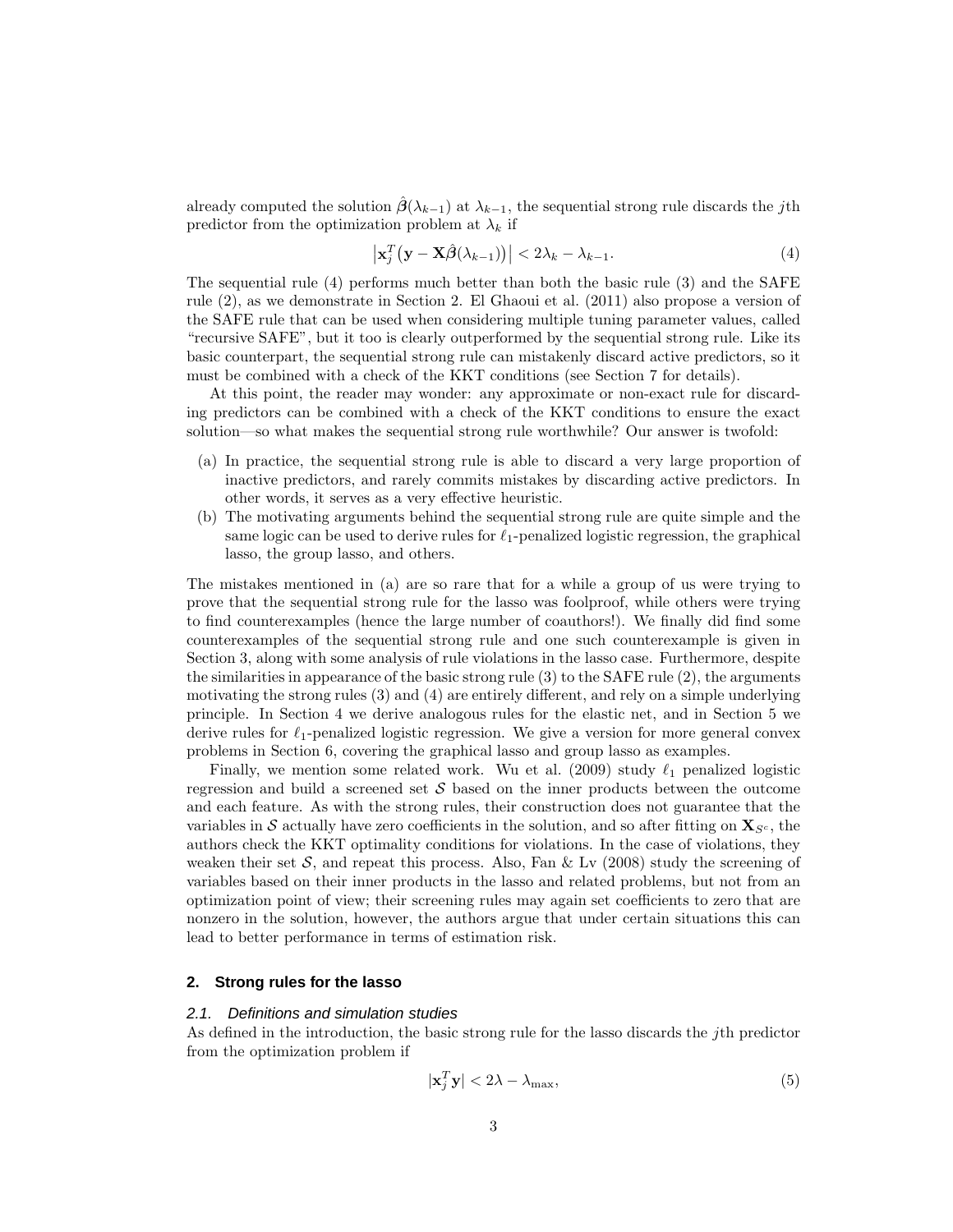already computed the solution $\hat{\boldsymbol{\beta}}(\lambda_{k-1})$ at $\lambda_{k-1}$, the sequential strong rule discards the $j$th predictor from the optimization problem at $\lambda_k$ if

$$\left|\mathbf{x}_j^T\big(\mathbf{y} - \mathbf{X}\hat{\boldsymbol{\beta}}(\lambda_{k-1})\big)\right| < 2\lambda_k - \lambda_{k-1}. \tag{4}$$

The sequential rule (4) performs much better than both the basic rule (3) and the SAFE rule (2), as we demonstrate in Section 2. El Ghaoui et al. (2011) also propose a version of the SAFE rule that can be used when considering multiple tuning parameter values, called "recursive SAFE", but it too is clearly outperformed by the sequential strong rule. Like its basic counterpart, the sequential strong rule can mistakenly discard active predictors, so it must be combined with a check of the KKT conditions (see Section 7 for details).

At this point, the reader may wonder: any approximate or non-exact rule for discarding predictors can be combined with a check of the KKT conditions to ensure the exact solution—so what makes the sequential strong rule worthwhile? Our answer is twofold:

(a) In practice, the sequential strong rule is able to discard a very large proportion of inactive predictors, and rarely commits mistakes by discarding active predictors. In other words, it serves as a very effective heuristic.

(b) The motivating arguments behind the sequential strong rule are quite simple and the same logic can be used to derive rules for $\ell_1$-penalized logistic regression, the graphical lasso, the group lasso, and others.

The mistakes mentioned in (a) are so rare that for a while a group of us were trying to prove that the sequential strong rule for the lasso was foolproof, while others were trying to find counterexamples (hence the large number of coauthors!). We finally did find some counterexamples of the sequential strong rule and one such counterexample is given in Section 3, along with some analysis of rule violations in the lasso case. Furthermore, despite the similarities in appearance of the basic strong rule (3) to the SAFE rule (2), the arguments motivating the strong rules (3) and (4) are entirely different, and rely on a simple underlying principle. In Section 4 we derive analogous rules for the elastic net, and in Section 5 we derive rules for $\ell_1$-penalized logistic regression. We give a version for more general convex problems in Section 6, covering the graphical lasso and group lasso as examples.

Finally, we mention some related work. Wu et al. (2009) study $\ell_1$ penalized logistic regression and build a screened set $\mathcal{S}$ based on the inner products between the outcome and each feature. As with the strong rules, their construction does not guarantee that the variables in $\mathcal{S}$ actually have zero coefficients in the solution, and so after fitting on $\mathbf{X}_{\mathcal{S}^c}$, the authors check the KKT optimality conditions for violations. In the case of violations, they weaken their set $\mathcal{S}$, and repeat this process. Also, Fan & Lv (2008) study the screening of variables based on their inner products in the lasso and related problems, but not from an optimization point of view; their screening rules may again set coefficients to zero that are nonzero in the solution, however, the authors argue that under certain situations this can lead to better performance in terms of estimation risk.

## 2. Strong rules for the lasso

### 2.1. Definitions and simulation studies

As defined in the introduction, the basic strong rule for the lasso discards the $j$th predictor from the optimization problem if

$$|\mathbf{x}_j^T\mathbf{y}| < 2\lambda - \lambda_{\max}, \tag{5}$$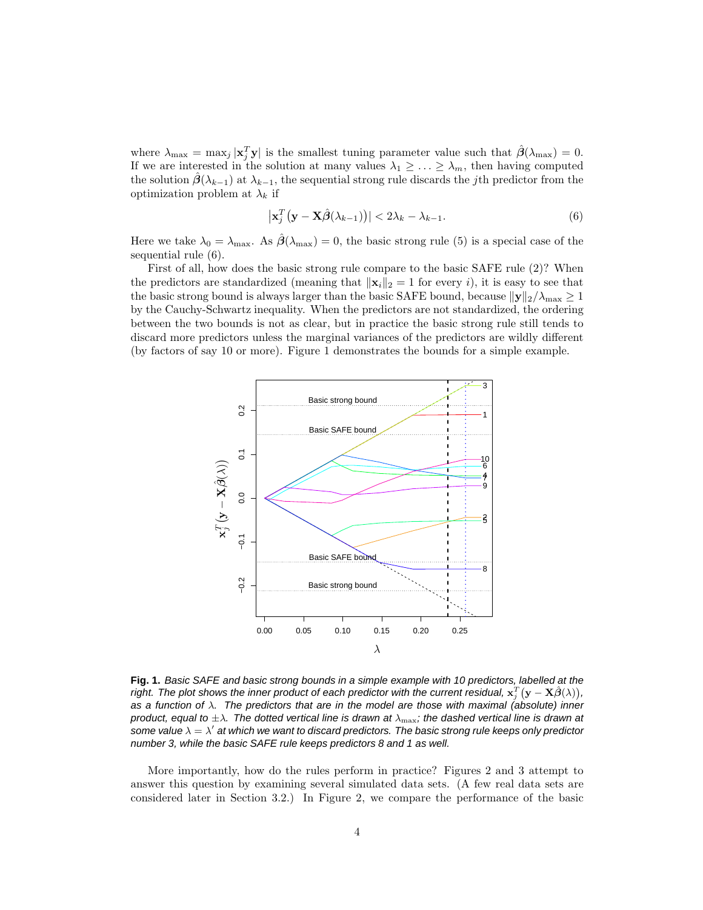where $\lambda_{\max} = \max_j |\mathbf{x}_j^T \mathbf{y}|$ is the smallest tuning parameter value such that $\hat{\boldsymbol{\beta}}(\lambda_{\max}) = 0$. If we are interested in the solution at many values $\lambda_1 \geq \ldots \geq \lambda_m$, then having computed the solution $\hat{\boldsymbol{\beta}}(\lambda_{k-1})$ at $\lambda_{k-1}$, the sequential strong rule discards the $j$th predictor from the optimization problem at $\lambda_k$ if

$$\left|\mathbf{x}_j^T\left(\mathbf{y} - \mathbf{X}\hat{\boldsymbol{\beta}}(\lambda_{k-1})\right)\right| < 2\lambda_k - \lambda_{k-1}. \tag{6}$$

Here we take $\lambda_0 = \lambda_{\max}$. As $\hat{\boldsymbol{\beta}}(\lambda_{\max}) = 0$, the basic strong rule (5) is a special case of the sequential rule (6).

First of all, how does the basic strong rule compare to the basic SAFE rule (2)? When the predictors are standardized (meaning that $\|\mathbf{x}_i\|_2 = 1$ for every $i$), it is easy to see that the basic strong bound is always larger than the basic SAFE bound, because $\|\mathbf{y}\|_2/\lambda_{\max} \geq 1$ by the Cauchy-Schwartz inequality. When the predictors are not standardized, the ordering between the two bounds is not as clear, but in practice the basic strong rule still tends to discard more predictors unless the marginal variances of the predictors are wildly different (by factors of say 10 or more). Figure 1 demonstrates the bounds for a simple example.

**Fig. 1.** *Basic SAFE and basic strong bounds in a simple example with 10 predictors, labelled at the right. The plot shows the inner product of each predictor with the current residual, $\mathbf{x}_j^T(\mathbf{y} - \mathbf{X}\hat{\boldsymbol{\beta}}(\lambda))$, as a function of $\lambda$. The predictors that are in the model are those with maximal (absolute) inner product, equal to $\pm\lambda$. The dotted vertical line is drawn at $\lambda_{\max}$; the dashed vertical line is drawn at some value $\lambda = \lambda'$ at which we want to discard predictors. The basic strong rule keeps only predictor number 3, while the basic SAFE rule keeps predictors 8 and 1 as well.*

More importantly, how do the rules perform in practice? Figures 2 and 3 attempt to answer this question by examining several simulated data sets. (A few real data sets are considered later in Section 3.2.) In Figure 2, we compare the performance of the basic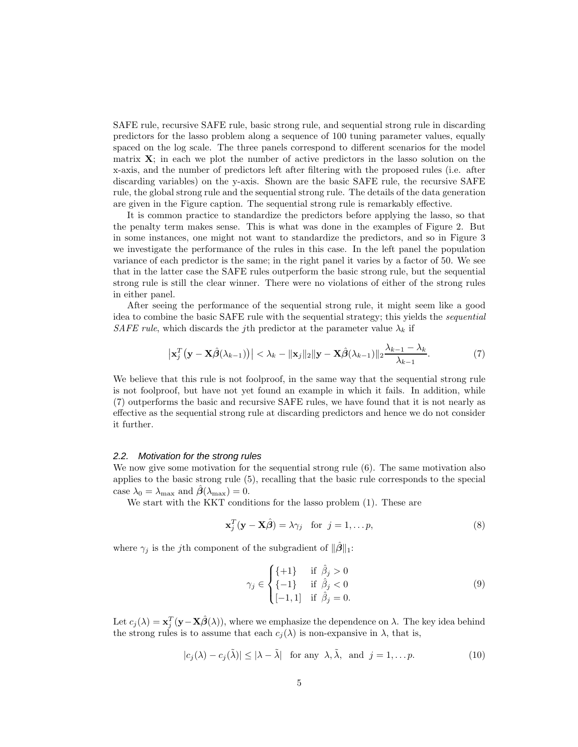SAFE rule, recursive SAFE rule, basic strong rule, and sequential strong rule in discarding predictors for the lasso problem along a sequence of 100 tuning parameter values, equally spaced on the log scale. The three panels correspond to different scenarios for the model matrix $\mathbf{X}$; in each we plot the number of active predictors in the lasso solution on the x-axis, and the number of predictors left after filtering with the proposed rules (i.e. after discarding variables) on the y-axis. Shown are the basic SAFE rule, the recursive SAFE rule, the global strong rule and the sequential strong rule. The details of the data generation are given in the Figure caption. The sequential strong rule is remarkably effective.

It is common practice to standardize the predictors before applying the lasso, so that the penalty term makes sense. This is what was done in the examples of Figure 2. But in some instances, one might not want to standardize the predictors, and so in Figure 3 we investigate the performance of the rules in this case. In the left panel the population variance of each predictor is the same; in the right panel it varies by a factor of 50. We see that in the latter case the SAFE rules outperform the basic strong rule, but the sequential strong rule is still the clear winner. There were no violations of either of the strong rules in either panel.

After seeing the performance of the sequential strong rule, it might seem like a good idea to combine the basic SAFE rule with the sequential strategy; this yields the *sequential SAFE rule*, which discards the $j$th predictor at the parameter value $\lambda_k$ if

$$\left|\mathbf{x}_j^T\big(\mathbf{y} - \mathbf{X}\hat{\boldsymbol{\beta}}(\lambda_{k-1})\big)\right| < \lambda_k - \|\mathbf{x}_j\|_2 \|\mathbf{y} - \mathbf{X}\hat{\boldsymbol{\beta}}(\lambda_{k-1})\|_2 \frac{\lambda_{k-1} - \lambda_k}{\lambda_{k-1}}. \tag{7}$$

We believe that this rule is not foolproof, in the same way that the sequential strong rule is not foolproof, but have not yet found an example in which it fails. In addition, while (7) outperforms the basic and recursive SAFE rules, we have found that it is not nearly as effective as the sequential strong rule at discarding predictors and hence we do not consider it further.

### 2.2. Motivation for the strong rules

We now give some motivation for the sequential strong rule (6). The same motivation also applies to the basic strong rule (5), recalling that the basic rule corresponds to the special case $\lambda_0 = \lambda_{\max}$ and $\hat{\boldsymbol{\beta}}(\lambda_{\max}) = 0$.

We start with the KKT conditions for the lasso problem (1). These are

$$\mathbf{x}_j^T(\mathbf{y} - \mathbf{X}\hat{\boldsymbol{\beta}}) = \lambda\gamma_j \quad \text{for } j = 1, \dots p, \tag{8}$$

where $\gamma_j$ is the $j$th component of the subgradient of $\|\hat{\boldsymbol{\beta}}\|_1$:

$$\gamma_j \in \begin{cases} \{+1\} & \text{if } \hat{\beta}_j > 0 \\ \{-1\} & \text{if } \hat{\beta}_j < 0 \\ [-1, 1] & \text{if } \hat{\beta}_j = 0. \end{cases} \tag{9}$$

Let $c_j(\lambda) = \mathbf{x}_j^T(\mathbf{y} - \mathbf{X}\hat{\boldsymbol{\beta}}(\lambda))$, where we emphasize the dependence on $\lambda$. The key idea behind the strong rules is to assume that each $c_j(\lambda)$ is non-expansive in $\lambda$, that is,

$$|c_j(\lambda) - c_j(\tilde{\lambda})| \le |\lambda - \tilde{\lambda}| \quad \text{for any } \lambda, \tilde{\lambda}, \text{ and } j = 1, \dots p. \tag{10}$$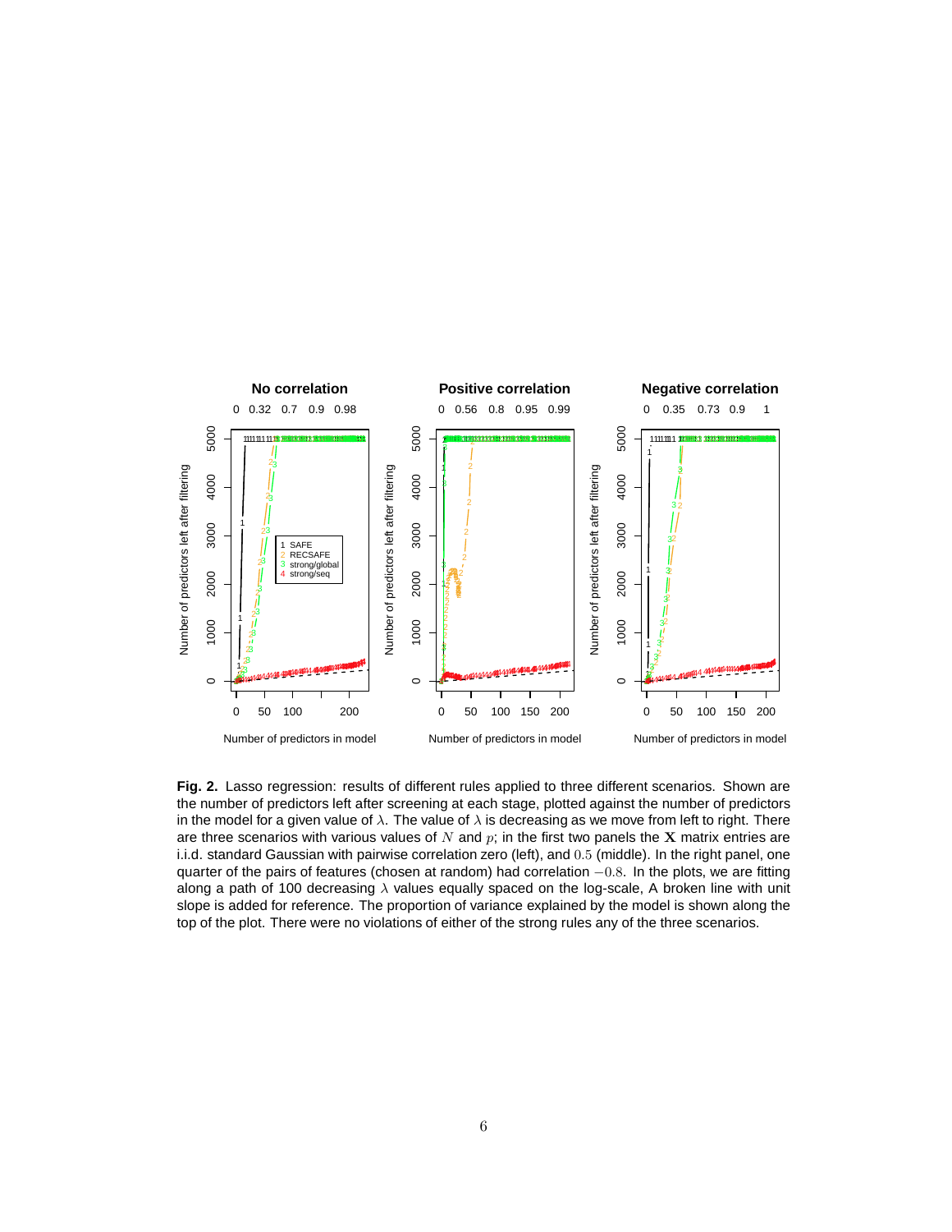**Fig. 2.** Lasso regression: results of different rules applied to three different scenarios. Shown are the number of predictors left after screening at each stage, plotted against the number of predictors in the model for a given value of $\lambda$. The value of $\lambda$ is decreasing as we move from left to right. There are three scenarios with various values of $N$ and $p$; in the first two panels the $\mathbf{X}$ matrix entries are i.i.d. standard Gaussian with pairwise correlation zero (left), and $0.5$ (middle). In the right panel, one quarter of the pairs of features (chosen at random) had correlation $-0.8$. In the plots, we are fitting along a path of 100 decreasing $\lambda$ values equally spaced on the log-scale, A broken line with unit slope is added for reference. The proportion of variance explained by the model is shown along the top of the plot. There were no violations of either of the strong rules any of the three scenarios.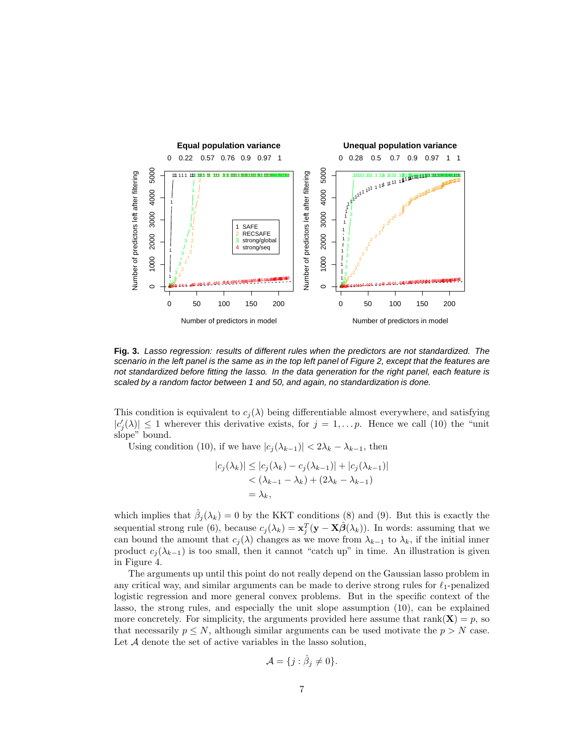**Fig. 3.** *Lasso regression: results of different rules when the predictors are not standardized. The scenario in the left panel is the same as in the top left panel of Figure 2, except that the features are not standardized before fitting the lasso. In the data generation for the right panel, each feature is scaled by a random factor between 1 and 50, and again, no standardization is done.*

This condition is equivalent to $c_j(\lambda)$ being differentiable almost everywhere, and satisfying $|c_j'(\lambda)| \leq 1$ wherever this derivative exists, for $j = 1, \ldots p$. Hence we call (10) the "unit slope" bound.

Using condition (10), if we have $|c_j(\lambda_{k-1})| < 2\lambda_k - \lambda_{k-1}$, then

$$
\begin{aligned}
|c_j(\lambda_k)| &\leq |c_j(\lambda_k) - c_j(\lambda_{k-1})| + |c_j(\lambda_{k-1})| \\
&< (\lambda_{k-1} - \lambda_k) + (2\lambda_k - \lambda_{k-1}) \\
&= \lambda_k,
\end{aligned}
$$

which implies that $\hat{\beta}_j(\lambda_k) = 0$ by the KKT conditions (8) and (9). But this is exactly the sequential strong rule (6), because $c_j(\lambda_k) = \mathbf{x}_j^T(\mathbf{y} - \mathbf{X}\hat{\boldsymbol{\beta}}(\lambda_k))$. In words: assuming that we can bound the amount that $c_j(\lambda)$ changes as we move from $\lambda_{k-1}$ to $\lambda_k$, if the initial inner product $c_j(\lambda_{k-1})$ is too small, then it cannot "catch up" in time. An illustration is given in Figure 4.

The arguments up until this point do not really depend on the Gaussian lasso problem in any critical way, and similar arguments can be made to derive strong rules for $\ell_1$-penalized logistic regression and more general convex problems. But in the specific context of the lasso, the strong rules, and especially the unit slope assumption (10), can be explained more concretely. For simplicity, the arguments provided here assume that $\text{rank}(\mathbf{X}) = p$, so that necessarily $p \leq N$, although similar arguments can be used motivate the $p > N$ case. Let $\mathcal{A}$ denote the set of active variables in the lasso solution,

$$
\mathcal{A} = \{j : \hat{\beta}_j \neq 0\}.
$$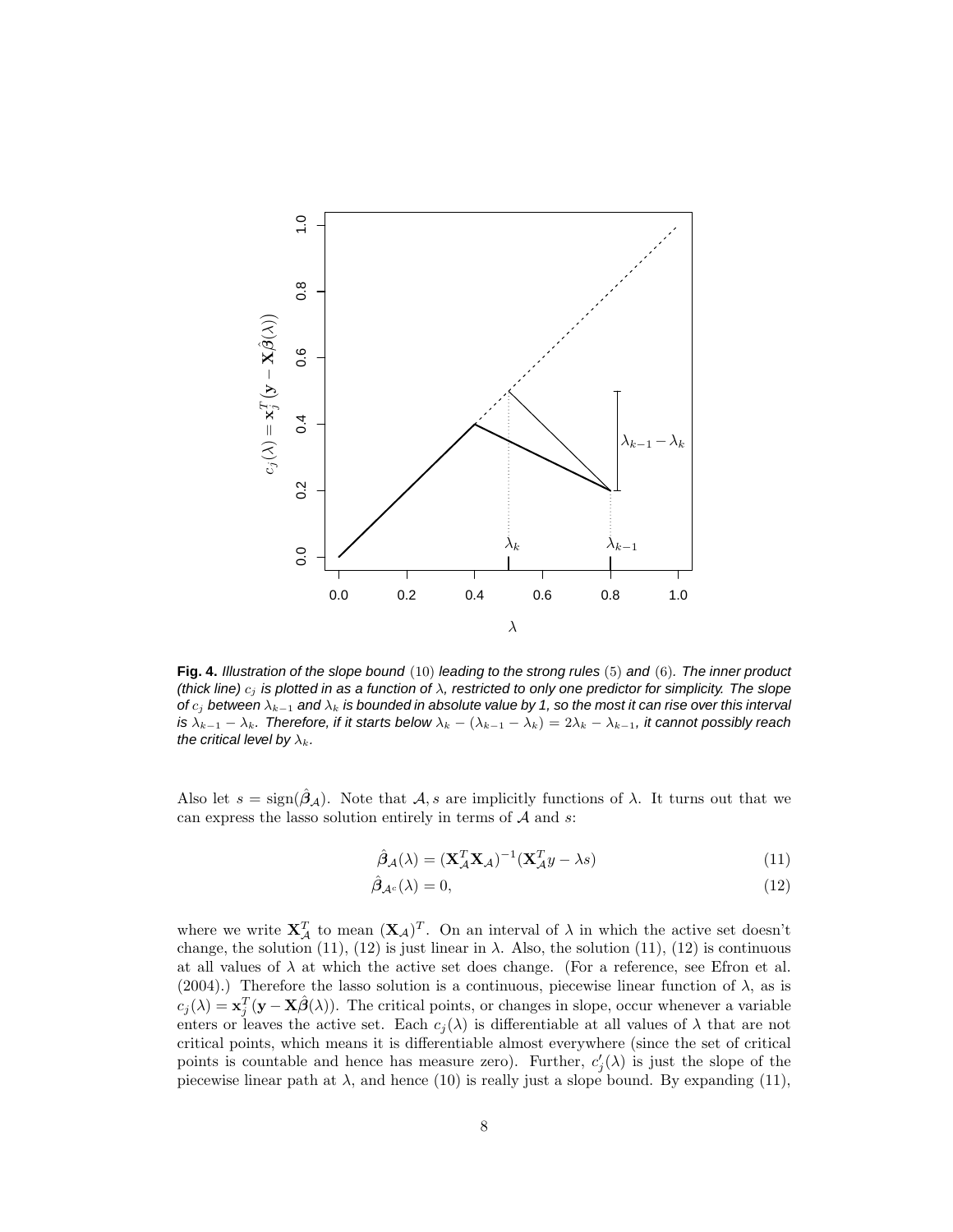**Fig. 4.** *Illustration of the slope bound* (10) *leading to the strong rules* (5) *and* (6). *The inner product (thick line) $c_j$ is plotted in as a function of $\lambda$, restricted to only one predictor for simplicity. The slope of $c_j$ between $\lambda_{k-1}$ and $\lambda_k$ is bounded in absolute value by 1, so the most it can rise over this interval is $\lambda_{k-1} - \lambda_k$. Therefore, if it starts below $\lambda_k - (\lambda_{k-1} - \lambda_k) = 2\lambda_k - \lambda_{k-1}$, it cannot possibly reach the critical level by $\lambda_k$.*

Also let $s = \text{sign}(\hat{\boldsymbol{\beta}}_{\mathcal{A}})$. Note that $\mathcal{A}, s$ are implicitly functions of $\lambda$. It turns out that we can express the lasso solution entirely in terms of $\mathcal{A}$ and $s$:

$$\hat{\boldsymbol{\beta}}_{\mathcal{A}}(\lambda) = (\mathbf{X}_{\mathcal{A}}^T \mathbf{X}_{\mathcal{A}})^{-1}(\mathbf{X}_{\mathcal{A}}^T y - \lambda s) \tag{11}$$

$$\hat{\boldsymbol{\beta}}_{\mathcal{A}^c}(\lambda) = 0, \tag{12}$$

where we write $\mathbf{X}_{\mathcal{A}}^T$ to mean $(\mathbf{X}_{\mathcal{A}})^T$. On an interval of $\lambda$ in which the active set doesn't change, the solution (11), (12) is just linear in $\lambda$. Also, the solution (11), (12) is continuous at all values of $\lambda$ at which the active set does change. (For a reference, see Efron et al. (2004).) Therefore the lasso solution is a continuous, piecewise linear function of $\lambda$, as is $c_j(\lambda) = \mathbf{x}_j^T(\mathbf{y} - \mathbf{X}\hat{\boldsymbol{\beta}}(\lambda))$. The critical points, or changes in slope, occur whenever a variable enters or leaves the active set. Each $c_j(\lambda)$ is differentiable at all values of $\lambda$ that are not critical points, which means it is differentiable almost everywhere (since the set of critical points is countable and hence has measure zero). Further, $c_j'(\lambda)$ is just the slope of the piecewise linear path at $\lambda$, and hence (10) is really just a slope bound. By expanding (11),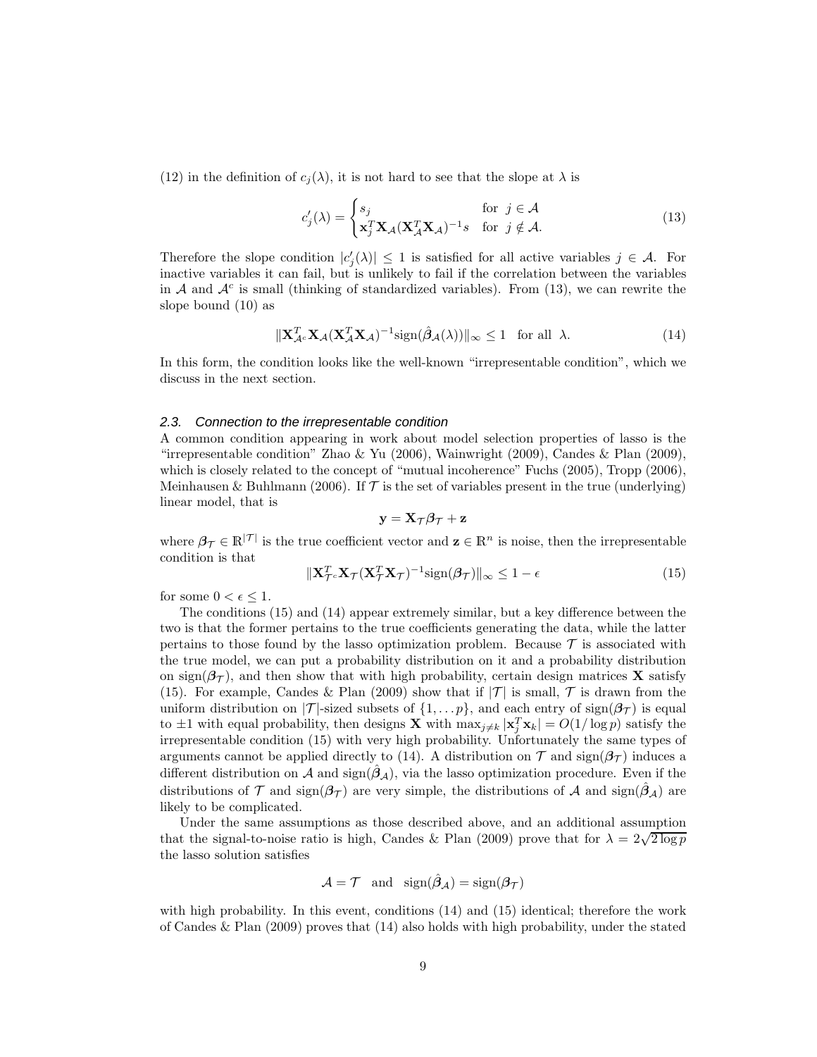(12) in the definition of $c_j(\lambda)$, it is not hard to see that the slope at $\lambda$ is

$$c_j'(\lambda) = \begin{cases} s_j & \text{for } j \in \mathcal{A} \\ \mathbf{x}_j^T \mathbf{X}_{\mathcal{A}} (\mathbf{X}_{\mathcal{A}}^T \mathbf{X}_{\mathcal{A}})^{-1} s & \text{for } j \notin \mathcal{A}. \end{cases} \tag{13}$$

Therefore the slope condition $|c_j'(\lambda)| \le 1$ is satisfied for all active variables $j \in \mathcal{A}$. For inactive variables it can fail, but is unlikely to fail if the correlation between the variables in $\mathcal{A}$ and $\mathcal{A}^c$ is small (thinking of standardized variables). From (13), we can rewrite the slope bound (10) as

$$\|\mathbf{X}_{\mathcal{A}^c}^T \mathbf{X}_{\mathcal{A}} (\mathbf{X}_{\mathcal{A}}^T \mathbf{X}_{\mathcal{A}})^{-1} \text{sign}(\hat{\boldsymbol{\beta}}_{\mathcal{A}}(\lambda))\|_\infty \le 1 \quad \text{for all } \lambda. \tag{14}$$

In this form, the condition looks like the well-known "irrepresentable condition", which we discuss in the next section.

### 2.3. Connection to the irrepresentable condition

A common condition appearing in work about model selection properties of lasso is the "irrepresentable condition" Zhao & Yu (2006), Wainwright (2009), Candes & Plan (2009), which is closely related to the concept of "mutual incoherence" Fuchs (2005), Tropp (2006), Meinhausen & Buhlmann (2006). If $\mathcal{T}$ is the set of variables present in the true (underlying) linear model, that is

$$\mathbf{y} = \mathbf{X}_{\mathcal{T}} \boldsymbol{\beta}_{\mathcal{T}} + \mathbf{z}$$

where $\boldsymbol{\beta}_{\mathcal{T}} \in \mathbb{R}^{|\mathcal{T}|}$ is the true coefficient vector and $\mathbf{z} \in \mathbb{R}^n$ is noise, then the irrepresentable condition is that

$$\|\mathbf{X}_{\mathcal{T}^c}^T \mathbf{X}_{\mathcal{T}} (\mathbf{X}_{\mathcal{T}}^T \mathbf{X}_{\mathcal{T}})^{-1} \text{sign}(\boldsymbol{\beta}_{\mathcal{T}})\|_\infty \le 1 - \epsilon \tag{15}$$

for some $0 < \epsilon \le 1$.

The conditions (15) and (14) appear extremely similar, but a key difference between the two is that the former pertains to the true coefficients generating the data, while the latter pertains to those found by the lasso optimization problem. Because $\mathcal{T}$ is associated with the true model, we can put a probability distribution on it and a probability distribution on $\text{sign}(\boldsymbol{\beta}_{\mathcal{T}})$, and then show that with high probability, certain design matrices $\mathbf{X}$ satisfy (15). For example, Candes & Plan (2009) show that if $|\mathcal{T}|$ is small, $\mathcal{T}$ is drawn from the uniform distribution on $|\mathcal{T}|$-sized subsets of $\{1, \ldots p\}$, and each entry of $\text{sign}(\boldsymbol{\beta}_{\mathcal{T}})$ is equal to $\pm 1$ with equal probability, then designs $\mathbf{X}$ with $\max_{j \ne k} |\mathbf{x}_j^T \mathbf{x}_k| = O(1/\log p)$ satisfy the irrepresentable condition (15) with very high probability. Unfortunately the same types of arguments cannot be applied directly to (14). A distribution on $\mathcal{T}$ and $\text{sign}(\boldsymbol{\beta}_{\mathcal{T}})$ induces a different distribution on $\mathcal{A}$ and $\text{sign}(\hat{\boldsymbol{\beta}}_{\mathcal{A}})$, via the lasso optimization procedure. Even if the distributions of $\mathcal{T}$ and $\text{sign}(\boldsymbol{\beta}_{\mathcal{T}})$ are very simple, the distributions of $\mathcal{A}$ and $\text{sign}(\hat{\boldsymbol{\beta}}_{\mathcal{A}})$ are likely to be complicated.

Under the same assumptions as those described above, and an additional assumption that the signal-to-noise ratio is high, Candes & Plan (2009) prove that for $\lambda = 2\sqrt{2 \log p}$ the lasso solution satisfies

$$\mathcal{A} = \mathcal{T} \quad \text{and} \quad \text{sign}(\hat{\boldsymbol{\beta}}_{\mathcal{A}}) = \text{sign}(\boldsymbol{\beta}_{\mathcal{T}})$$

with high probability. In this event, conditions (14) and (15) identical; therefore the work of Candes & Plan (2009) proves that (14) also holds with high probability, under the stated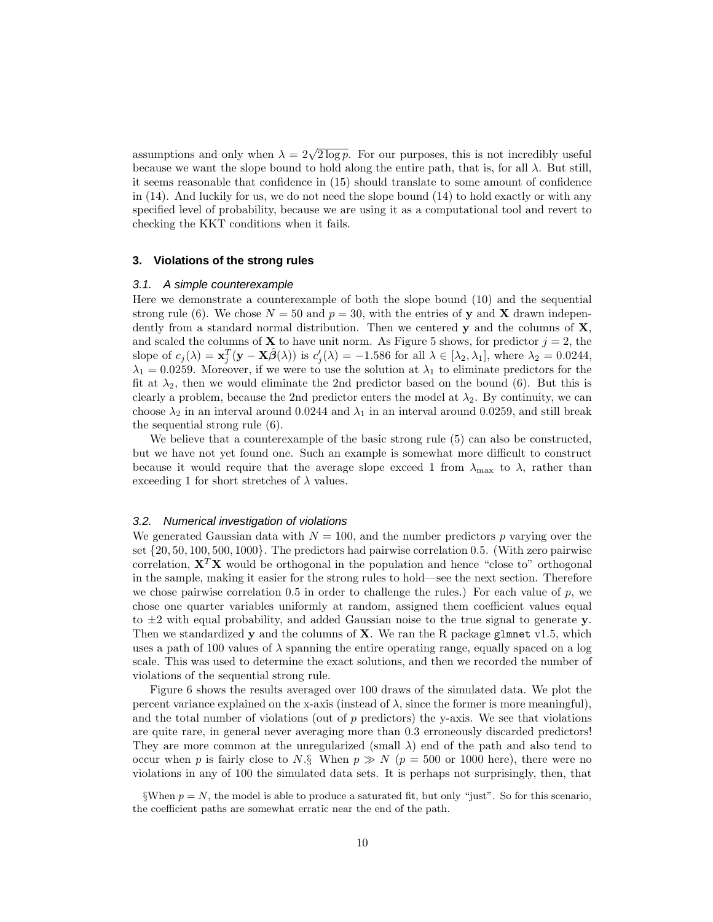assumptions and only when $\lambda = 2\sqrt{2\log p}$. For our purposes, this is not incredibly useful because we want the slope bound to hold along the entire path, that is, for all $\lambda$. But still, it seems reasonable that confidence in (15) should translate to some amount of confidence in (14). And luckily for us, we do not need the slope bound (14) to hold exactly or with any specified level of probability, because we are using it as a computational tool and revert to checking the KKT conditions when it fails.

### 3. Violations of the strong rules

#### 3.1. A simple counterexample

Here we demonstrate a counterexample of both the slope bound (10) and the sequential strong rule (6). We chose $N = 50$ and $p = 30$, with the entries of $\mathbf{y}$ and $\mathbf{X}$ drawn independently from a standard normal distribution. Then we centered $\mathbf{y}$ and the columns of $\mathbf{X}$, and scaled the columns of $\mathbf{X}$ to have unit norm. As Figure 5 shows, for predictor $j = 2$, the slope of $c_j(\lambda) = \mathbf{x}_j^T(\mathbf{y} - \mathbf{X}\hat{\boldsymbol{\beta}}(\lambda))$ is $c_j'(\lambda) = -1.586$ for all $\lambda \in [\lambda_2, \lambda_1]$, where $\lambda_2 = 0.0244$, $\lambda_1 = 0.0259$. Moreover, if we were to use the solution at $\lambda_1$ to eliminate predictors for the fit at $\lambda_2$, then we would eliminate the 2nd predictor based on the bound (6). But this is clearly a problem, because the 2nd predictor enters the model at $\lambda_2$. By continuity, we can choose $\lambda_2$ in an interval around 0.0244 and $\lambda_1$ in an interval around 0.0259, and still break the sequential strong rule (6).

We believe that a counterexample of the basic strong rule (5) can also be constructed, but we have not yet found one. Such an example is somewhat more difficult to construct because it would require that the average slope exceed 1 from $\lambda_{\max}$ to $\lambda$, rather than exceeding 1 for short stretches of $\lambda$ values.

#### 3.2. Numerical investigation of violations

We generated Gaussian data with $N = 100$, and the number predictors $p$ varying over the set $\{20, 50, 100, 500, 1000\}$. The predictors had pairwise correlation 0.5. (With zero pairwise correlation, $\mathbf{X}^T\mathbf{X}$ would be orthogonal in the population and hence "close to" orthogonal in the sample, making it easier for the strong rules to hold—see the next section. Therefore we chose pairwise correlation 0.5 in order to challenge the rules.) For each value of $p$, we chose one quarter variables uniformly at random, assigned them coefficient values equal to $\pm 2$ with equal probability, and added Gaussian noise to the true signal to generate $\mathbf{y}$. Then we standardized $\mathbf{y}$ and the columns of $\mathbf{X}$. We ran the R package `glmnet` v1.5, which uses a path of 100 values of $\lambda$ spanning the entire operating range, equally spaced on a log scale. This was used to determine the exact solutions, and then we recorded the number of violations of the sequential strong rule.

Figure 6 shows the results averaged over 100 draws of the simulated data. We plot the percent variance explained on the x-axis (instead of $\lambda$, since the former is more meaningful), and the total number of violations (out of $p$ predictors) the y-axis. We see that violations are quite rare, in general never averaging more than 0.3 erroneously discarded predictors! They are more common at the unregularized (small $\lambda$) end of the path and also tend to occur when $p$ is fairly close to $N$.§ When $p \gg N$ ($p = 500$ or 1000 here), there were no violations in any of 100 the simulated data sets. It is perhaps not surprisingly, then, that

§When $p = N$, the model is able to produce a saturated fit, but only "just". So for this scenario, the coefficient paths are somewhat erratic near the end of the path.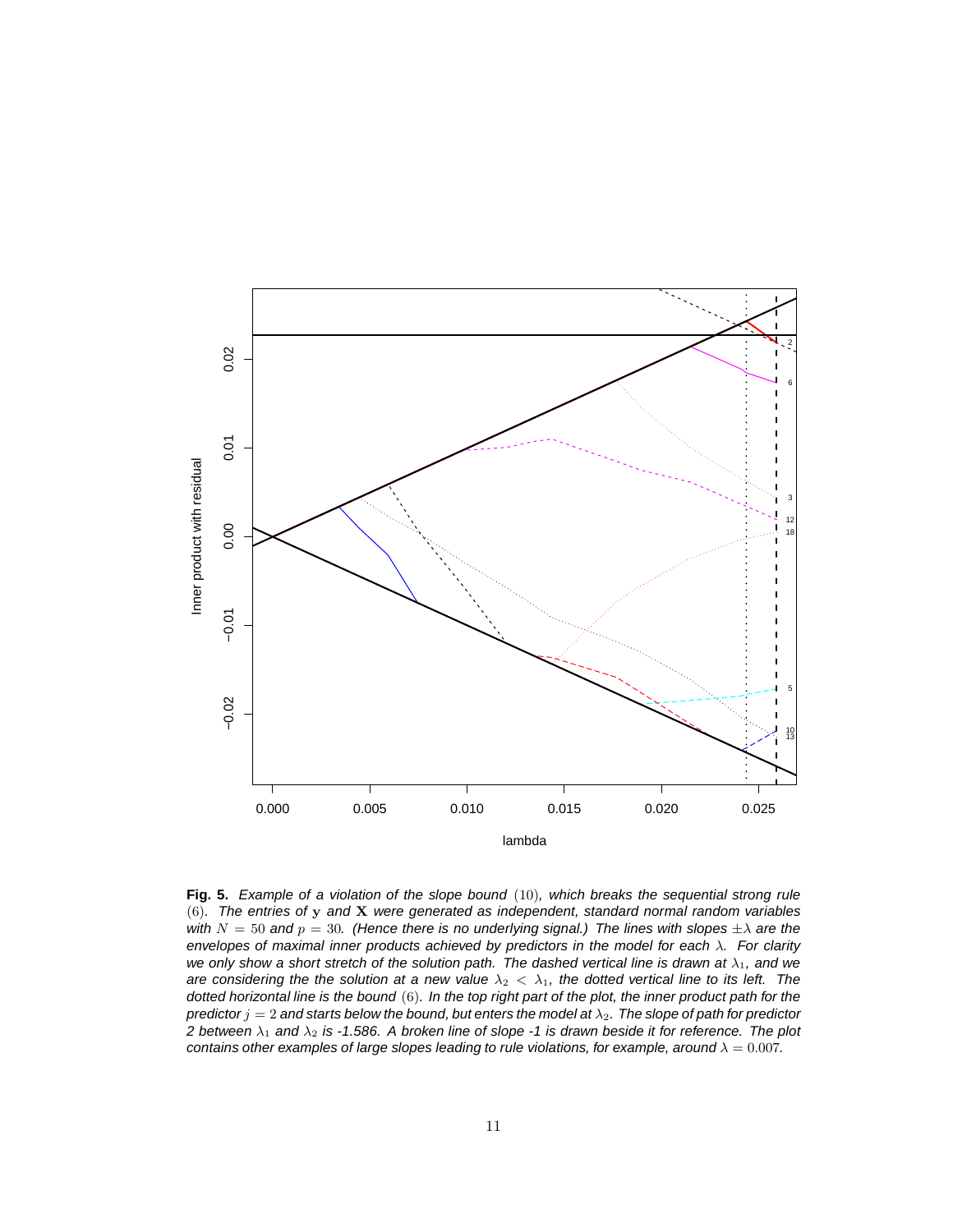**Fig. 5.** *Example of a violation of the slope bound* (10)*, which breaks the sequential strong rule* (6)*. The entries of* $\mathbf{y}$ *and* $\mathbf{X}$ *were generated as independent, standard normal random variables with* $N = 50$ *and* $p = 30$*. (Hence there is no underlying signal.) The lines with slopes* $\pm\lambda$ *are the envelopes of maximal inner products achieved by predictors in the model for each* $\lambda$*. For clarity we only show a short stretch of the solution path. The dashed vertical line is drawn at* $\lambda_1$*, and we are considering the the solution at a new value* $\lambda_2 < \lambda_1$*, the dotted vertical line to its left. The dotted horizontal line is the bound* (6)*. In the top right part of the plot, the inner product path for the predictor* $j = 2$ *and starts below the bound, but enters the model at* $\lambda_2$*. The slope of path for predictor 2 between* $\lambda_1$ *and* $\lambda_2$ *is -1.586. A broken line of slope -1 is drawn beside it for reference. The plot contains other examples of large slopes leading to rule violations, for example, around* $\lambda = 0.007$*.*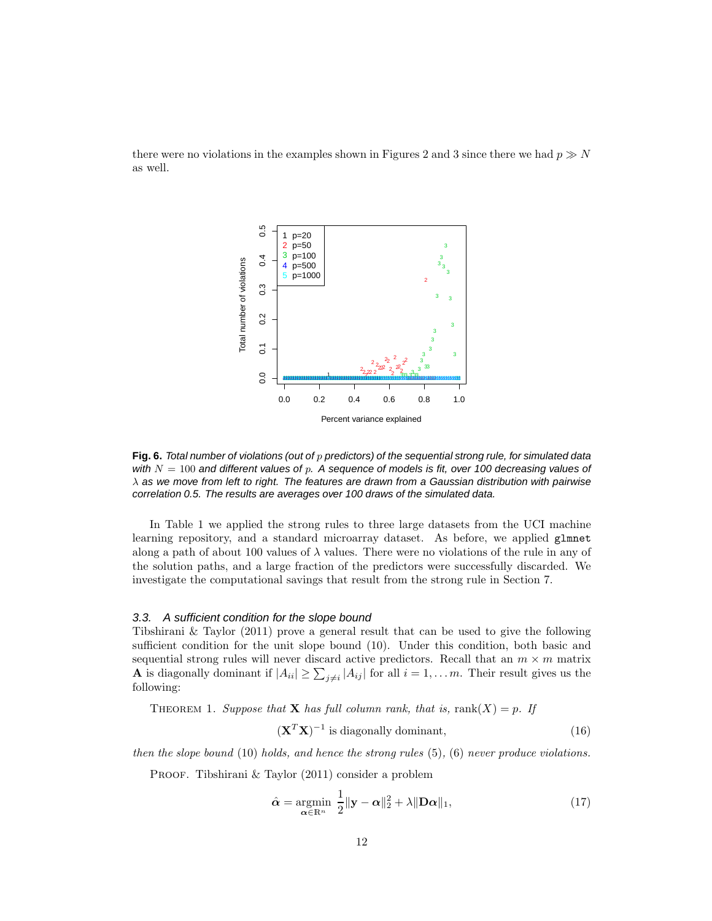there were no violations in the examples shown in Figures 2 and 3 since there we had $p \gg N$ as well.

**Fig. 6.** *Total number of violations (out of $p$ predictors) of the sequential strong rule, for simulated data with $N = 100$ and different values of $p$. A sequence of models is fit, over 100 decreasing values of $\lambda$ as we move from left to right. The features are drawn from a Gaussian distribution with pairwise correlation 0.5. The results are averages over 100 draws of the simulated data.*

In Table 1 we applied the strong rules to three large datasets from the UCI machine learning repository, and a standard microarray dataset. As before, we applied `glmnet` along a path of about 100 values of $\lambda$ values. There were no violations of the rule in any of the solution paths, and a large fraction of the predictors were successfully discarded. We investigate the computational savings that result from the strong rule in Section 7.

### 3.3. *A sufficient condition for the slope bound*

Tibshirani & Taylor (2011) prove a general result that can be used to give the following sufficient condition for the unit slope bound (10). Under this condition, both basic and sequential strong rules will never discard active predictors. Recall that an $m \times m$ matrix $\mathbf{A}$ is diagonally dominant if $|A_{ii}| \geq \sum_{j \neq i} |A_{ij}|$ for all $i = 1, \ldots m$. Their result gives us the following:

THEOREM 1. *Suppose that $\mathbf{X}$ has full column rank, that is, $\text{rank}(X) = p$. If*

$$(\mathbf{X}^T\mathbf{X})^{-1} \text{ is diagonally dominant,} \tag{16}$$

*then the slope bound* (10) *holds, and hence the strong rules* (5), (6) *never produce violations.*

PROOF. Tibshirani & Taylor (2011) consider a problem

$$\hat{\boldsymbol{\alpha}} = \underset{\boldsymbol{\alpha} \in \mathbb{R}^n}{\text{argmin}} \ \frac{1}{2}\|\mathbf{y} - \boldsymbol{\alpha}\|_2^2 + \lambda\|\mathbf{D}\boldsymbol{\alpha}\|_1, \tag{17}$$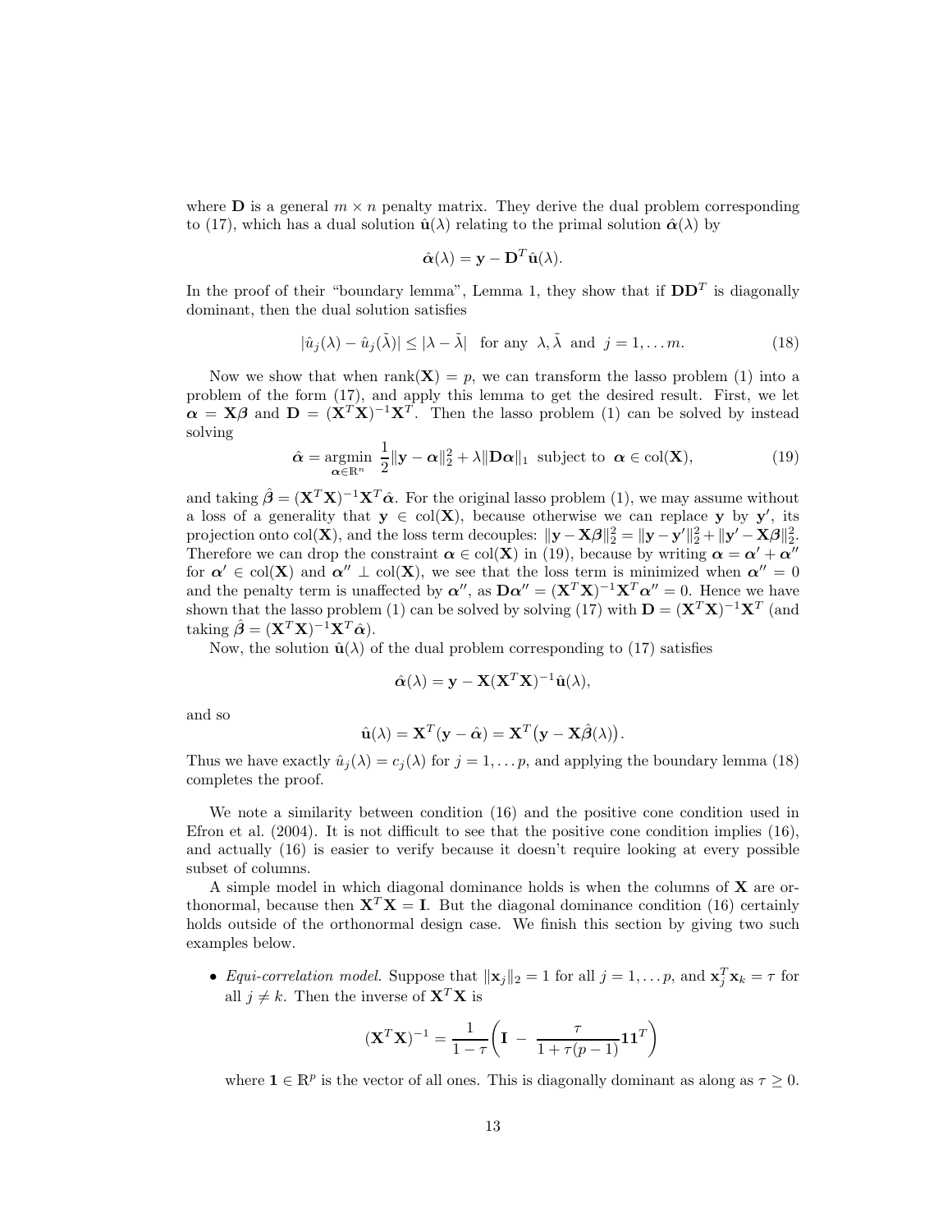where $\mathbf{D}$ is a general $m \times n$ penalty matrix. They derive the dual problem corresponding to (17), which has a dual solution $\hat{\mathbf{u}}(\lambda)$ relating to the primal solution $\hat{\boldsymbol{\alpha}}(\lambda)$ by

$$\hat{\boldsymbol{\alpha}}(\lambda) = \mathbf{y} - \mathbf{D}^T \hat{\mathbf{u}}(\lambda).$$

In the proof of their "boundary lemma", Lemma 1, they show that if $\mathbf{D}\mathbf{D}^T$ is diagonally dominant, then the dual solution satisfies

$$|\hat{u}_j(\lambda) - \hat{u}_j(\tilde{\lambda})| \leq |\lambda - \tilde{\lambda}| \quad \text{for any } \ \lambda, \tilde{\lambda} \ \text{ and } \ j = 1, \ldots m. \tag{18}$$

Now we show that when $\text{rank}(\mathbf{X}) = p$, we can transform the lasso problem (1) into a problem of the form (17), and apply this lemma to get the desired result. First, we let $\boldsymbol{\alpha} = \mathbf{X}\boldsymbol{\beta}$ and $\mathbf{D} = (\mathbf{X}^T\mathbf{X})^{-1}\mathbf{X}^T$. Then the lasso problem (1) can be solved by instead solving

$$\hat{\boldsymbol{\alpha}} = \underset{\boldsymbol{\alpha} \in \mathbb{R}^n}{\text{argmin}} \ \frac{1}{2}\|\mathbf{y} - \boldsymbol{\alpha}\|_2^2 + \lambda \|\mathbf{D}\boldsymbol{\alpha}\|_1 \ \text{ subject to } \ \boldsymbol{\alpha} \in \text{col}(\mathbf{X}), \tag{19}$$

and taking $\hat{\boldsymbol{\beta}} = (\mathbf{X}^T\mathbf{X})^{-1}\mathbf{X}^T\hat{\boldsymbol{\alpha}}$. For the original lasso problem (1), we may assume without a loss of a generality that $\mathbf{y} \in \text{col}(\mathbf{X})$, because otherwise we can replace $\mathbf{y}$ by $\mathbf{y}'$, its projection onto $\text{col}(\mathbf{X})$, and the loss term decouples: $\|\mathbf{y} - \mathbf{X}\boldsymbol{\beta}\|_2^2 = \|\mathbf{y} - \mathbf{y}'\|_2^2 + \|\mathbf{y}' - \mathbf{X}\boldsymbol{\beta}\|_2^2$. Therefore we can drop the constraint $\boldsymbol{\alpha} \in \text{col}(\mathbf{X})$ in (19), because by writing $\boldsymbol{\alpha} = \boldsymbol{\alpha}' + \boldsymbol{\alpha}''$ for $\boldsymbol{\alpha}' \in \text{col}(\mathbf{X})$ and $\boldsymbol{\alpha}'' \perp \text{col}(\mathbf{X})$, we see that the loss term is minimized when $\boldsymbol{\alpha}'' = 0$ and the penalty term is unaffected by $\boldsymbol{\alpha}''$, as $\mathbf{D}\boldsymbol{\alpha}'' = (\mathbf{X}^T\mathbf{X})^{-1}\mathbf{X}^T\boldsymbol{\alpha}'' = 0$. Hence we have shown that the lasso problem (1) can be solved by solving (17) with $\mathbf{D} = (\mathbf{X}^T\mathbf{X})^{-1}\mathbf{X}^T$ (and taking $\hat{\boldsymbol{\beta}} = (\mathbf{X}^T\mathbf{X})^{-1}\mathbf{X}^T\hat{\boldsymbol{\alpha}}$).

Now, the solution $\hat{\mathbf{u}}(\lambda)$ of the dual problem corresponding to (17) satisfies

$$\hat{\boldsymbol{\alpha}}(\lambda) = \mathbf{y} - \mathbf{X}(\mathbf{X}^T\mathbf{X})^{-1}\hat{\mathbf{u}}(\lambda),$$

and so

$$\hat{\mathbf{u}}(\lambda) = \mathbf{X}^T(\mathbf{y} - \hat{\boldsymbol{\alpha}}) = \mathbf{X}^T\big(\mathbf{y} - \mathbf{X}\hat{\boldsymbol{\beta}}(\lambda)\big).$$

Thus we have exactly $\hat{u}_j(\lambda) = c_j(\lambda)$ for $j = 1, \ldots p$, and applying the boundary lemma (18) completes the proof.

We note a similarity between condition (16) and the positive cone condition used in Efron et al. (2004). It is not difficult to see that the positive cone condition implies (16), and actually (16) is easier to verify because it doesn't require looking at every possible subset of columns.

A simple model in which diagonal dominance holds is when the columns of $\mathbf{X}$ are orthonormal, because then $\mathbf{X}^T\mathbf{X} = \mathbf{I}$. But the diagonal dominance condition (16) certainly holds outside of the orthonormal design case. We finish this section by giving two such examples below.

- *Equi-correlation model.* Suppose that $\|\mathbf{x}_j\|_2 = 1$ for all $j = 1, \ldots p$, and $\mathbf{x}_j^T\mathbf{x}_k = \tau$ for all $j \neq k$. Then the inverse of $\mathbf{X}^T\mathbf{X}$ is

$$(\mathbf{X}^T\mathbf{X})^{-1} = \frac{1}{1-\tau}\bigg(\mathbf{I} \ - \ \frac{\tau}{1+\tau(p-1)}\mathbf{1}\mathbf{1}^T\bigg)$$

where $\mathbf{1} \in \mathbb{R}^p$ is the vector of all ones. This is diagonally dominant as along as $\tau \geq 0$.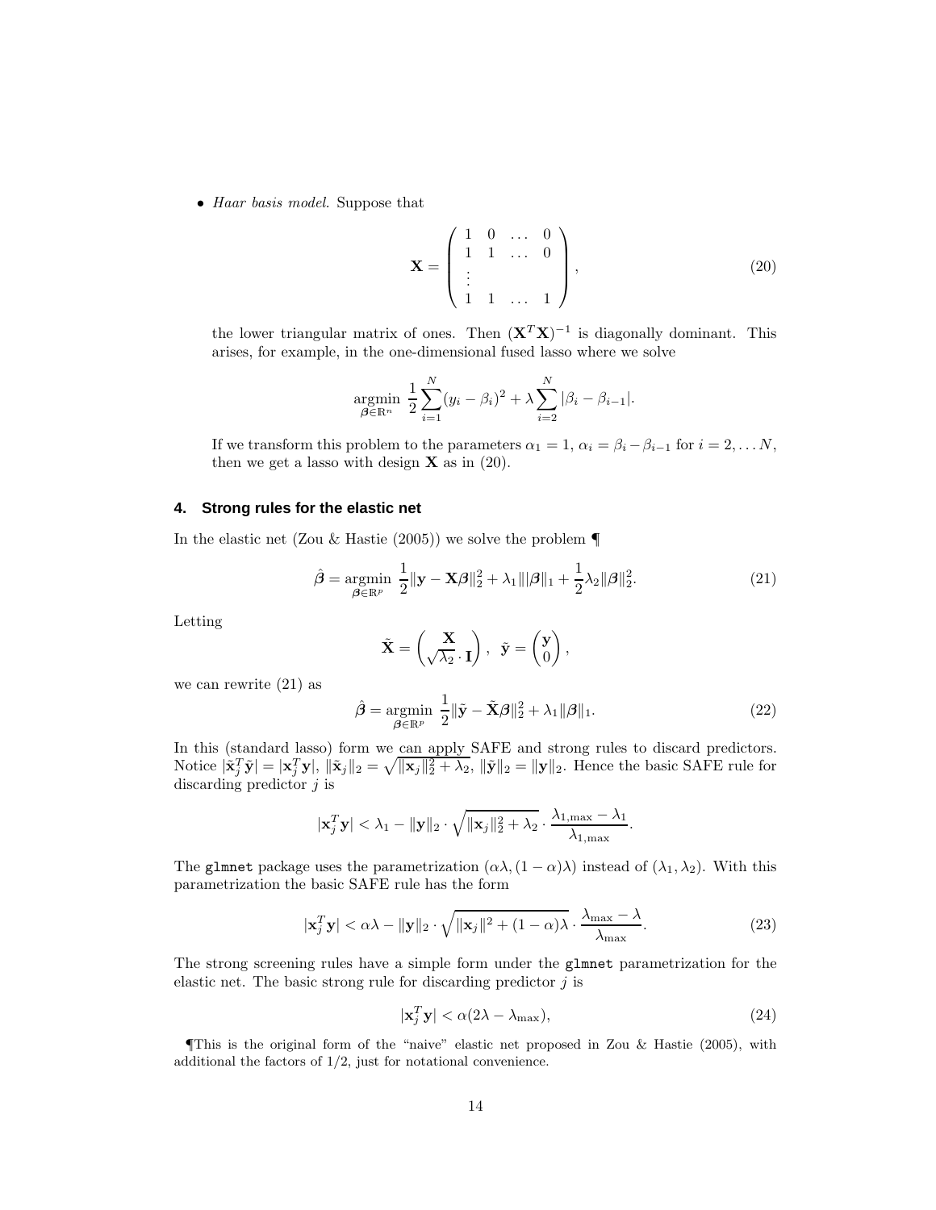- *Haar basis model.* Suppose that

$$\mathbf{X} = \begin{pmatrix} 1 & 0 & \dots & 0 \\ 1 & 1 & \dots & 0 \\ \vdots & & & \\ 1 & 1 & \dots & 1 \end{pmatrix}, \tag{20}$$

  the lower triangular matrix of ones. Then $(\mathbf{X}^T\mathbf{X})^{-1}$ is diagonally dominant. This arises, for example, in the one-dimensional fused lasso where we solve

$$\underset{\boldsymbol{\beta}\in\mathbb{R}^n}{\operatorname{argmin}} \ \frac{1}{2}\sum_{i=1}^{N}(y_i - \beta_i)^2 + \lambda \sum_{i=2}^{N} |\beta_i - \beta_{i-1}|.$$

  If we transform this problem to the parameters $\alpha_1 = 1$, $\alpha_i = \beta_i - \beta_{i-1}$ for $i = 2, \dots N$, then we get a lasso with design $\mathbf{X}$ as in (20).

## 4. Strong rules for the elastic net

In the elastic net (Zou & Hastie (2005)) we solve the problem ¶

$$\hat{\boldsymbol{\beta}} = \underset{\boldsymbol{\beta}\in\mathbb{R}^p}{\operatorname{argmin}} \ \frac{1}{2}\|\mathbf{y} - \mathbf{X}\boldsymbol{\beta}\|_2^2 + \lambda_1 \||\boldsymbol{\beta}\|_1 + \frac{1}{2}\lambda_2\|\boldsymbol{\beta}\|_2^2. \tag{21}$$

Letting

$$\tilde{\mathbf{X}} = \begin{pmatrix} \mathbf{X} \\ \sqrt{\lambda_2}\cdot\mathbf{I} \end{pmatrix}, \ \ \tilde{\mathbf{y}} = \begin{pmatrix} \mathbf{y} \\ 0 \end{pmatrix},$$

we can rewrite (21) as

$$\hat{\boldsymbol{\beta}} = \underset{\boldsymbol{\beta}\in\mathbb{R}^p}{\operatorname{argmin}} \ \frac{1}{2}\|\tilde{\mathbf{y}} - \tilde{\mathbf{X}}\boldsymbol{\beta}\|_2^2 + \lambda_1\|\boldsymbol{\beta}\|_1. \tag{22}$$

In this (standard lasso) form we can apply SAFE and strong rules to discard predictors. Notice $|\tilde{\mathbf{x}}_j^T\tilde{\mathbf{y}}| = |\mathbf{x}_j^T\mathbf{y}|$, $\|\tilde{\mathbf{x}}_j\|_2 = \sqrt{\|\mathbf{x}_j\|_2^2 + \lambda_2}$, $\|\tilde{\mathbf{y}}\|_2 = \|\mathbf{y}\|_2$. Hence the basic SAFE rule for discarding predictor $j$ is

$$|\mathbf{x}_j^T\mathbf{y}| < \lambda_1 - \|\mathbf{y}\|_2 \cdot \sqrt{\|\mathbf{x}_j\|_2^2 + \lambda_2} \cdot \frac{\lambda_{1,\max} - \lambda_1}{\lambda_{1,\max}}.$$

The `glmnet` package uses the parametrization $(\alpha\lambda, (1-\alpha)\lambda)$ instead of $(\lambda_1, \lambda_2)$. With this parametrization the basic SAFE rule has the form

$$|\mathbf{x}_j^T\mathbf{y}| < \alpha\lambda - \|\mathbf{y}\|_2 \cdot \sqrt{\|\mathbf{x}_j\|^2 + (1-\alpha)\lambda} \cdot \frac{\lambda_{\max} - \lambda}{\lambda_{\max}}. \tag{23}$$

The strong screening rules have a simple form under the `glmnet` parametrization for the elastic net. The basic strong rule for discarding predictor $j$ is

$$|\mathbf{x}_j^T\mathbf{y}| < \alpha(2\lambda - \lambda_{\max}), \tag{24}$$

¶This is the original form of the "naive" elastic net proposed in Zou & Hastie (2005), with additional the factors of $1/2$, just for notational convenience.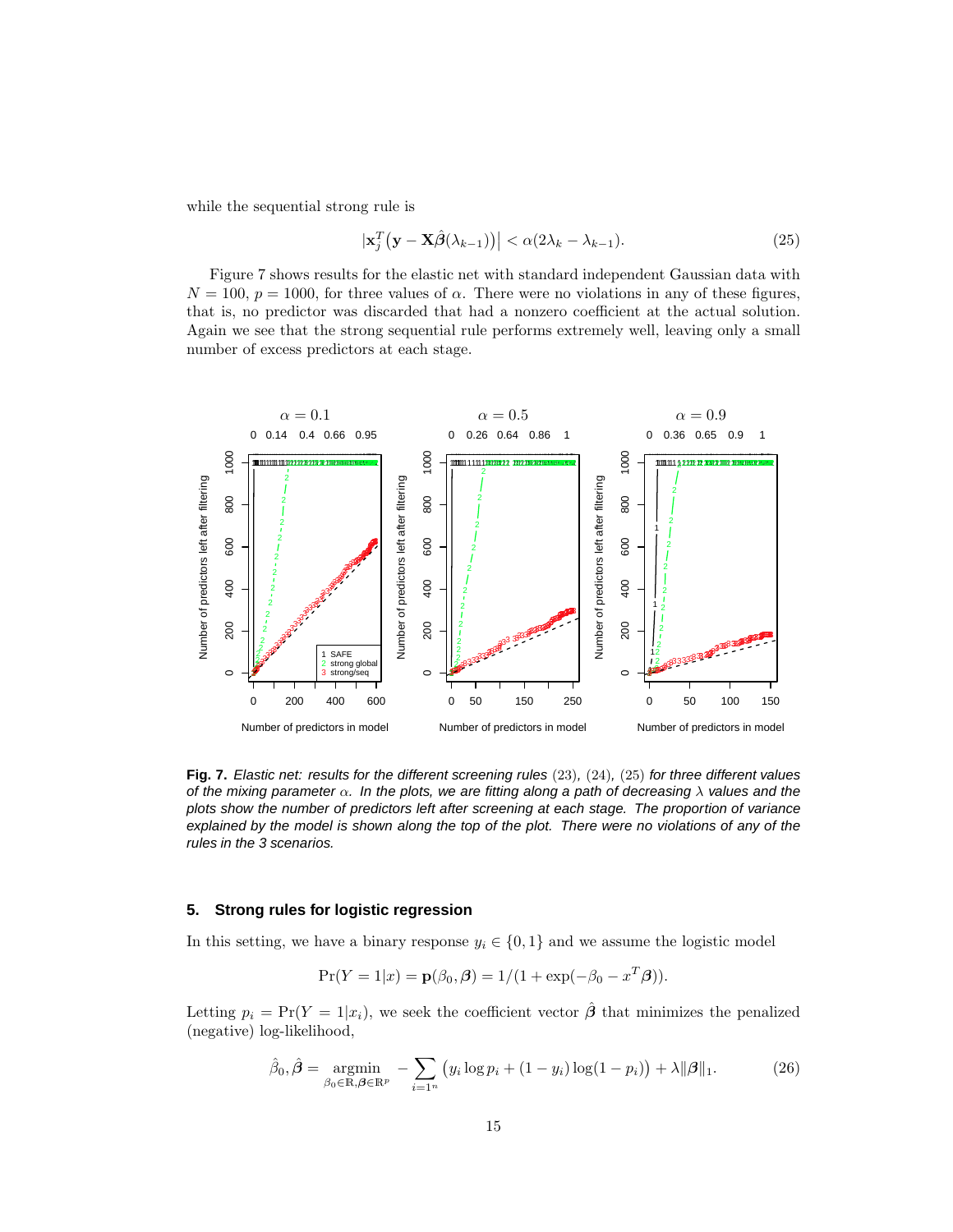while the sequential strong rule is

$$\left|\mathbf{x}_j^T\big(\mathbf{y} - \mathbf{X}\hat{\boldsymbol{\beta}}(\lambda_{k-1})\big)\right| < \alpha(2\lambda_k - \lambda_{k-1}). \tag{25}$$

Figure 7 shows results for the elastic net with standard independent Gaussian data with $N = 100$, $p = 1000$, for three values of $\alpha$. There were no violations in any of these figures, that is, no predictor was discarded that had a nonzero coefficient at the actual solution. Again we see that the strong sequential rule performs extremely well, leaving only a small number of excess predictors at each stage.

**Fig. 7.** *Elastic net: results for the different screening rules* (23), (24), (25) *for three different values of the mixing parameter* $\alpha$. *In the plots, we are fitting along a path of decreasing* $\lambda$ *values and the plots show the number of predictors left after screening at each stage. The proportion of variance explained by the model is shown along the top of the plot. There were no violations of any of the rules in the 3 scenarios.*

## 5. Strong rules for logistic regression

In this setting, we have a binary response $y_i \in \{0, 1\}$ and we assume the logistic model

$$\Pr(Y = 1|x) = \mathbf{p}(\beta_0, \boldsymbol{\beta}) = 1/(1 + \exp(-\beta_0 - x^T\boldsymbol{\beta})).$$

Letting $p_i = \Pr(Y = 1|x_i)$, we seek the coefficient vector $\hat{\boldsymbol{\beta}}$ that minimizes the penalized (negative) log-likelihood,

$$\hat{\beta}_0, \hat{\boldsymbol{\beta}} = \underset{\beta_0 \in \mathbb{R}, \boldsymbol{\beta} \in \mathbb{R}^p}{\operatorname{argmin}} \; -\sum_{i=1^n} \big(y_i \log p_i + (1 - y_i)\log(1 - p_i)\big) + \lambda\|\boldsymbol{\beta}\|_1. \tag{26}$$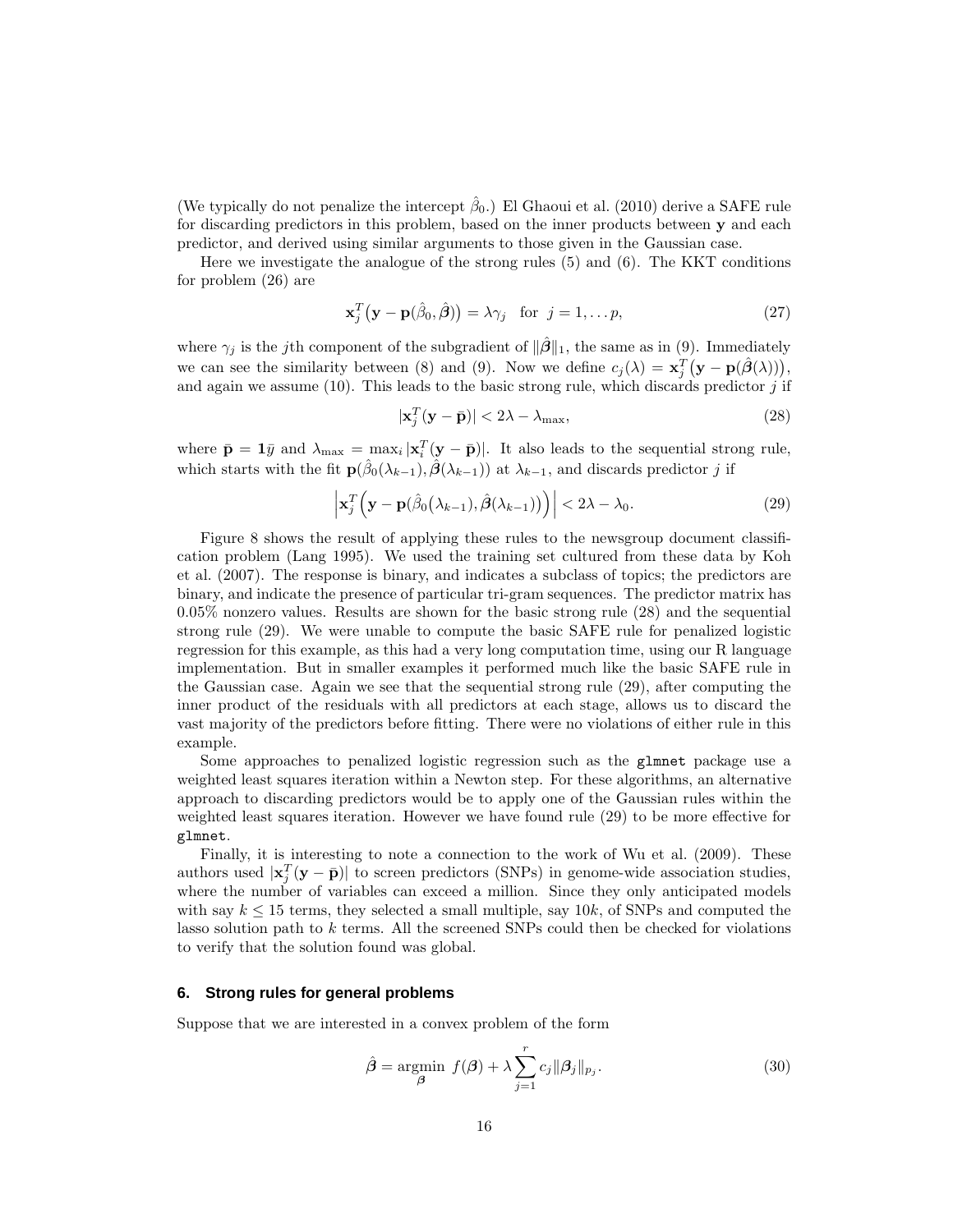(We typically do not penalize the intercept $\hat{\beta}_0$.) El Ghaoui et al. (2010) derive a SAFE rule for discarding predictors in this problem, based on the inner products between $\mathbf{y}$ and each predictor, and derived using similar arguments to those given in the Gaussian case.

Here we investigate the analogue of the strong rules (5) and (6). The KKT conditions for problem (26) are

$$\mathbf{x}_j^T\big(\mathbf{y} - \mathbf{p}(\hat{\beta}_0, \hat{\boldsymbol{\beta}})\big) = \lambda\gamma_j \quad \text{for } j = 1, \dots p, \tag{27}$$

where $\gamma_j$ is the $j$th component of the subgradient of $\|\hat{\boldsymbol{\beta}}\|_1$, the same as in (9). Immediately we can see the similarity between (8) and (9). Now we define $c_j(\lambda) = \mathbf{x}_j^T\big(\mathbf{y} - \mathbf{p}(\hat{\boldsymbol{\beta}}(\lambda))\big)$, and again we assume (10). This leads to the basic strong rule, which discards predictor $j$ if

$$|\mathbf{x}_j^T(\mathbf{y} - \bar{\mathbf{p}})| < 2\lambda - \lambda_{\max}, \tag{28}$$

where $\bar{\mathbf{p}} = \mathbf{1}\bar{y}$ and $\lambda_{\max} = \max_i |\mathbf{x}_i^T(\mathbf{y} - \bar{\mathbf{p}})|$. It also leads to the sequential strong rule, which starts with the fit $\mathbf{p}(\hat{\beta}_0(\lambda_{k-1}), \hat{\boldsymbol{\beta}}(\lambda_{k-1}))$ at $\lambda_{k-1}$, and discards predictor $j$ if

$$\left|\mathbf{x}_j^T\Big(\mathbf{y} - \mathbf{p}\big(\hat{\beta}_0(\lambda_{k-1}), \hat{\boldsymbol{\beta}}(\lambda_{k-1})\big)\Big)\right| < 2\lambda - \lambda_0. \tag{29}$$

Figure 8 shows the result of applying these rules to the newsgroup document classification problem (Lang 1995). We used the training set cultured from these data by Koh et al. (2007). The response is binary, and indicates a subclass of topics; the predictors are binary, and indicate the presence of particular tri-gram sequences. The predictor matrix has 0.05% nonzero values. Results are shown for the basic strong rule (28) and the sequential strong rule (29). We were unable to compute the basic SAFE rule for penalized logistic regression for this example, as this had a very long computation time, using our R language implementation. But in smaller examples it performed much like the basic SAFE rule in the Gaussian case. Again we see that the sequential strong rule (29), after computing the inner product of the residuals with all predictors at each stage, allows us to discard the vast majority of the predictors before fitting. There were no violations of either rule in this example.

Some approaches to penalized logistic regression such as the `glmnet` package use a weighted least squares iteration within a Newton step. For these algorithms, an alternative approach to discarding predictors would be to apply one of the Gaussian rules within the weighted least squares iteration. However we have found rule (29) to be more effective for `glmnet`.

Finally, it is interesting to note a connection to the work of Wu et al. (2009). These authors used $|\mathbf{x}_j^T(\mathbf{y} - \bar{\mathbf{p}})|$ to screen predictors (SNPs) in genome-wide association studies, where the number of variables can exceed a million. Since they only anticipated models with say $k \leq 15$ terms, they selected a small multiple, say $10k$, of SNPs and computed the lasso solution path to $k$ terms. All the screened SNPs could then be checked for violations to verify that the solution found was global.

## 6. Strong rules for general problems

Suppose that we are interested in a convex problem of the form

$$\hat{\boldsymbol{\beta}} = \underset{\boldsymbol{\beta}}{\operatorname{argmin}} \ f(\boldsymbol{\beta}) + \lambda \sum_{j=1}^{r} c_j \|\boldsymbol{\beta}_j\|_{p_j}. \tag{30}$$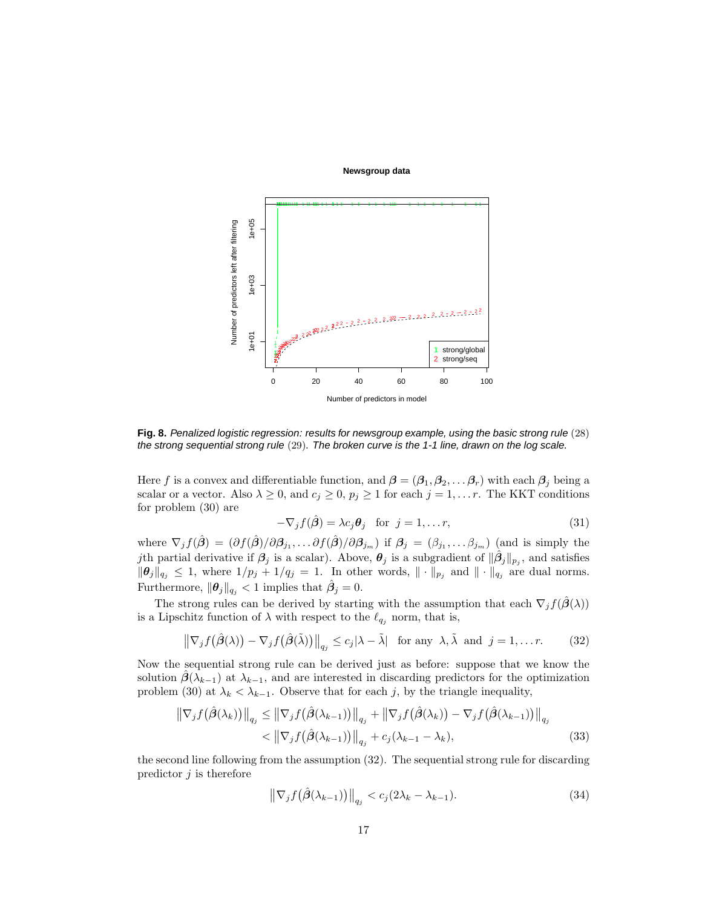**Fig. 8.** *Penalized logistic regression: results for newsgroup example, using the basic strong rule* (28) *the strong sequential strong rule* (29)*. The broken curve is the 1-1 line, drawn on the log scale.*

Here $f$ is a convex and differentiable function, and $\boldsymbol{\beta} = (\boldsymbol{\beta}_1, \boldsymbol{\beta}_2, \ldots \boldsymbol{\beta}_r)$ with each $\boldsymbol{\beta}_j$ being a scalar or a vector. Also $\lambda \geq 0$, and $c_j \geq 0$, $p_j \geq 1$ for each $j = 1, \ldots r$. The KKT conditions for problem (30) are

$$-\nabla_j f(\hat{\boldsymbol{\beta}}) = \lambda c_j \boldsymbol{\theta}_j \quad \text{for} \;\; j = 1, \ldots r, \tag{31}$$

where $\nabla_j f(\hat{\boldsymbol{\beta}}) = (\partial f(\hat{\boldsymbol{\beta}})/\partial \boldsymbol{\beta}_{j_1}, \ldots \partial f(\hat{\boldsymbol{\beta}})/\partial \boldsymbol{\beta}_{j_m})$ if $\boldsymbol{\beta}_j = (\beta_{j_1}, \ldots \beta_{j_m})$ (and is simply the $j$th partial derivative if $\boldsymbol{\beta}_j$ is a scalar). Above, $\boldsymbol{\theta}_j$ is a subgradient of $\|\hat{\boldsymbol{\beta}}_j\|_{p_j}$, and satisfies $\|\boldsymbol{\theta}_j\|_{q_j} \leq 1$, where $1/p_j + 1/q_j = 1$. In other words, $\|\cdot\|_{p_j}$ and $\|\cdot\|_{q_j}$ are dual norms. Furthermore, $\|\boldsymbol{\theta}_j\|_{q_j} < 1$ implies that $\hat{\boldsymbol{\beta}}_j = 0$.

The strong rules can be derived by starting with the assumption that each $\nabla_j f(\hat{\boldsymbol{\beta}}(\lambda))$ is a Lipschitz function of $\lambda$ with respect to the $\ell_{q_j}$ norm, that is,

$$\big\|\nabla_j f\big(\hat{\boldsymbol{\beta}}(\lambda)\big) - \nabla_j f\big(\hat{\boldsymbol{\beta}}(\tilde{\lambda})\big)\big\|_{q_j} \leq c_j |\lambda - \tilde{\lambda}| \quad \text{for any} \;\; \lambda, \tilde{\lambda} \;\; \text{and} \;\; j = 1, \ldots r. \tag{32}$$

Now the sequential strong rule can be derived just as before: suppose that we know the solution $\hat{\boldsymbol{\beta}}(\lambda_{k-1})$ at $\lambda_{k-1}$, and are interested in discarding predictors for the optimization problem (30) at $\lambda_k < \lambda_{k-1}$. Observe that for each $j$, by the triangle inequality,

$$\begin{aligned}
\big\|\nabla_j f\big(\hat{\boldsymbol{\beta}}(\lambda_k)\big)\big\|_{q_j} &\leq \big\|\nabla_j f\big(\hat{\boldsymbol{\beta}}(\lambda_{k-1})\big)\big\|_{q_j} + \big\|\nabla_j f\big(\hat{\boldsymbol{\beta}}(\lambda_k)\big) - \nabla_j f\big(\hat{\boldsymbol{\beta}}(\lambda_{k-1})\big)\big\|_{q_j} \\
&< \big\|\nabla_j f\big(\hat{\boldsymbol{\beta}}(\lambda_{k-1})\big)\big\|_{q_j} + c_j(\lambda_{k-1} - \lambda_k),
\end{aligned} \tag{33}$$

the second line following from the assumption (32). The sequential strong rule for discarding predictor $j$ is therefore

$$\big\|\nabla_j f\big(\hat{\boldsymbol{\beta}}(\lambda_{k-1})\big)\big\|_{q_j} < c_j(2\lambda_k - \lambda_{k-1}). \tag{34}$$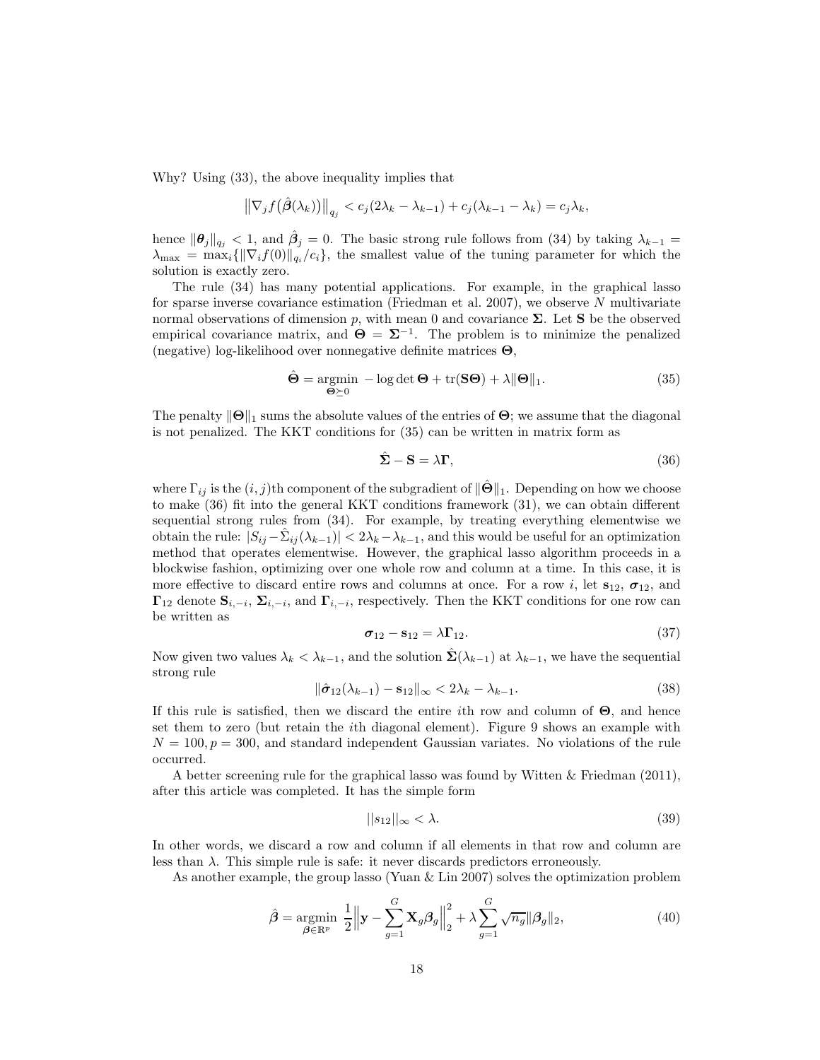Why? Using (33), the above inequality implies that

$$\left\|\nabla_j f\big(\hat{\boldsymbol{\beta}}(\lambda_k)\big)\right\|_{q_j} < c_j(2\lambda_k - \lambda_{k-1}) + c_j(\lambda_{k-1} - \lambda_k) = c_j\lambda_k,$$

hence $\|\boldsymbol{\theta}_j\|_{q_j} < 1$, and $\hat{\boldsymbol{\beta}}_j = 0$. The basic strong rule follows from (34) by taking $\lambda_{k-1} = \lambda_{\max} = \max_i\{\|\nabla_i f(0)\|_{q_i}/c_i\}$, the smallest value of the tuning parameter for which the solution is exactly zero.

The rule (34) has many potential applications. For example, in the graphical lasso for sparse inverse covariance estimation (Friedman et al. 2007), we observe $N$ multivariate normal observations of dimension $p$, with mean 0 and covariance $\boldsymbol{\Sigma}$. Let $\mathbf{S}$ be the observed empirical covariance matrix, and $\boldsymbol{\Theta} = \boldsymbol{\Sigma}^{-1}$. The problem is to minimize the penalized (negative) log-likelihood over nonnegative definite matrices $\boldsymbol{\Theta}$,

$$\hat{\boldsymbol{\Theta}} = \underset{\boldsymbol{\Theta}\succeq 0}{\operatorname{argmin}} \; -\log\det\boldsymbol{\Theta} + \operatorname{tr}(\mathbf{S}\boldsymbol{\Theta}) + \lambda\|\boldsymbol{\Theta}\|_1. \tag{35}$$

The penalty $\|\boldsymbol{\Theta}\|_1$ sums the absolute values of the entries of $\boldsymbol{\Theta}$; we assume that the diagonal is not penalized. The KKT conditions for (35) can be written in matrix form as

$$\hat{\boldsymbol{\Sigma}} - \mathbf{S} = \lambda\boldsymbol{\Gamma}, \tag{36}$$

where $\Gamma_{ij}$ is the $(i,j)$th component of the subgradient of $\|\hat{\boldsymbol{\Theta}}\|_1$. Depending on how we choose to make (36) fit into the general KKT conditions framework (31), we can obtain different sequential strong rules from (34). For example, by treating everything elementwise we obtain the rule: $|S_{ij} - \hat{\Sigma}_{ij}(\lambda_{k-1})| < 2\lambda_k - \lambda_{k-1}$, and this would be useful for an optimization method that operates elementwise. However, the graphical lasso algorithm proceeds in a blockwise fashion, optimizing over one whole row and column at a time. In this case, it is more effective to discard entire rows and columns at once. For a row $i$, let $\mathbf{s}_{12}$, $\boldsymbol{\sigma}_{12}$, and $\boldsymbol{\Gamma}_{12}$ denote $\mathbf{S}_{i,-i}$, $\boldsymbol{\Sigma}_{i,-i}$, and $\boldsymbol{\Gamma}_{i,-i}$, respectively. Then the KKT conditions for one row can be written as

$$\boldsymbol{\sigma}_{12} - \mathbf{s}_{12} = \lambda\boldsymbol{\Gamma}_{12}. \tag{37}$$

Now given two values $\lambda_k < \lambda_{k-1}$, and the solution $\hat{\boldsymbol{\Sigma}}(\lambda_{k-1})$ at $\lambda_{k-1}$, we have the sequential strong rule

$$\|\hat{\boldsymbol{\sigma}}_{12}(\lambda_{k-1}) - \mathbf{s}_{12}\|_\infty < 2\lambda_k - \lambda_{k-1}. \tag{38}$$

If this rule is satisfied, then we discard the entire $i$th row and column of $\boldsymbol{\Theta}$, and hence set them to zero (but retain the $i$th diagonal element). Figure 9 shows an example with $N = 100, p = 300$, and standard independent Gaussian variates. No violations of the rule occurred.

A better screening rule for the graphical lasso was found by Witten & Friedman (2011), after this article was completed. It has the simple form

$$||s_{12}||_\infty < \lambda. \tag{39}$$

In other words, we discard a row and column if all elements in that row and column are less than $\lambda$. This simple rule is safe: it never discards predictors erroneously.

As another example, the group lasso (Yuan & Lin 2007) solves the optimization problem

$$\hat{\boldsymbol{\beta}} = \underset{\boldsymbol{\beta}\in\mathbb{R}^p}{\operatorname{argmin}} \; \frac{1}{2}\Big\|\mathbf{y} - \sum_{g=1}^{G}\mathbf{X}_g\boldsymbol{\beta}_g\Big\|_2^2 + \lambda\sum_{g=1}^{G}\sqrt{n_g}\|\boldsymbol{\beta}_g\|_2, \tag{40}$$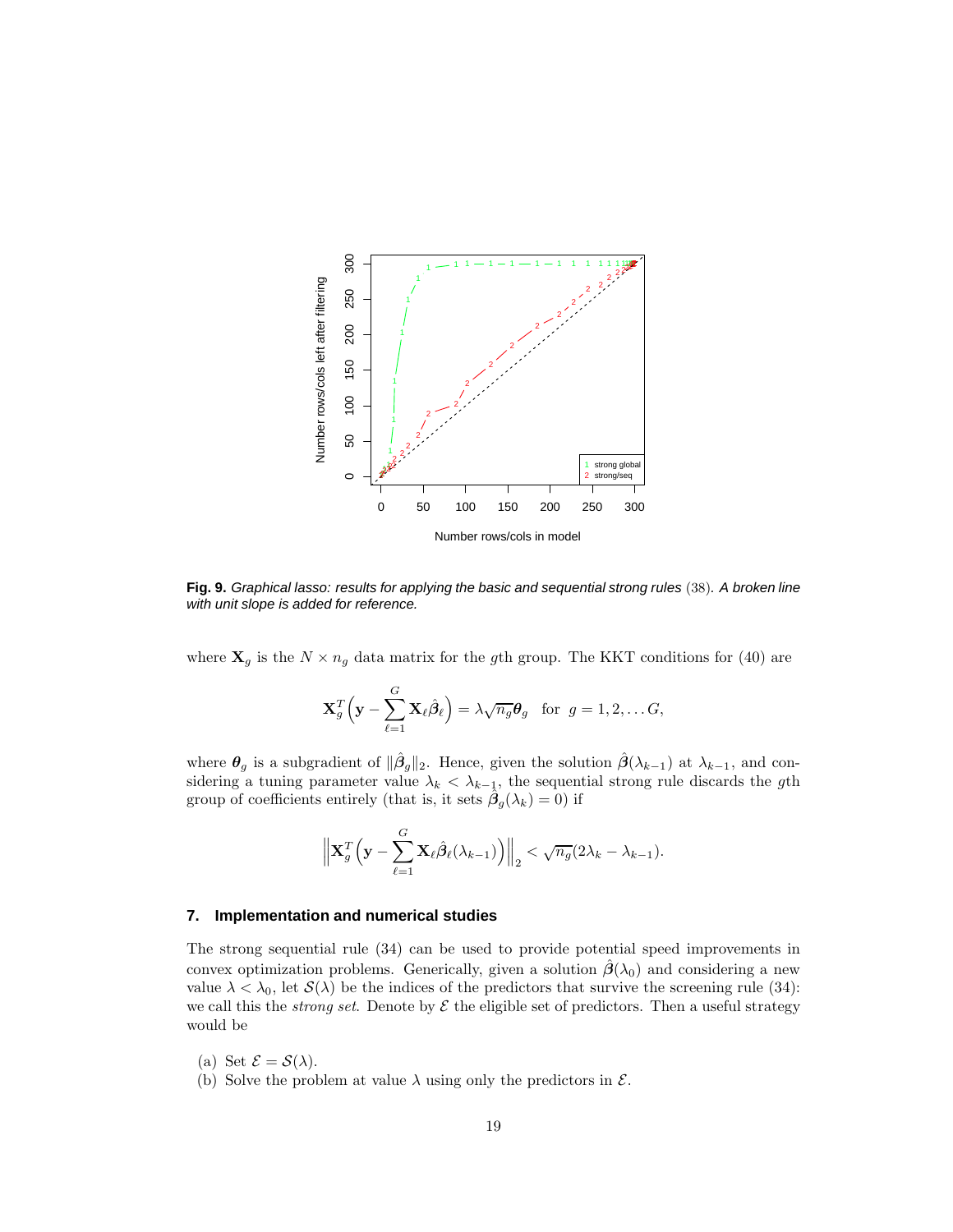**Fig. 9.** *Graphical lasso: results for applying the basic and sequential strong rules* (38). *A broken line with unit slope is added for reference.*

where $\mathbf{X}_g$ is the $N \times n_g$ data matrix for the $g$th group. The KKT conditions for (40) are

$$\mathbf{X}_g^T\Big(\mathbf{y} - \sum_{\ell=1}^{G} \mathbf{X}_\ell \hat{\boldsymbol{\beta}}_\ell\Big) = \lambda\sqrt{n_g}\boldsymbol{\theta}_g \quad \text{for} \;\; g = 1, 2, \ldots G,$$

where $\boldsymbol{\theta}_g$ is a subgradient of $\|\hat{\boldsymbol{\beta}}_g\|_2$. Hence, given the solution $\hat{\boldsymbol{\beta}}(\lambda_{k-1})$ at $\lambda_{k-1}$, and considering a tuning parameter value $\lambda_k < \lambda_{k-1}$, the sequential strong rule discards the $g$th group of coefficients entirely (that is, it sets $\hat{\boldsymbol{\beta}}_g(\lambda_k) = 0$) if

$$\Big\|\mathbf{X}_g^T\Big(\mathbf{y} - \sum_{\ell=1}^{G} \mathbf{X}_\ell \hat{\boldsymbol{\beta}}_\ell(\lambda_{k-1})\Big)\Big\|_2 < \sqrt{n_g}(2\lambda_k - \lambda_{k-1}).$$

## 7. Implementation and numerical studies

The strong sequential rule (34) can be used to provide potential speed improvements in convex optimization problems. Generically, given a solution $\hat{\boldsymbol{\beta}}(\lambda_0)$ and considering a new value $\lambda < \lambda_0$, let $\mathcal{S}(\lambda)$ be the indices of the predictors that survive the screening rule (34): we call this the *strong set*. Denote by $\mathcal{E}$ the eligible set of predictors. Then a useful strategy would be

(a) Set $\mathcal{E} = \mathcal{S}(\lambda)$.
(b) Solve the problem at value $\lambda$ using only the predictors in $\mathcal{E}$.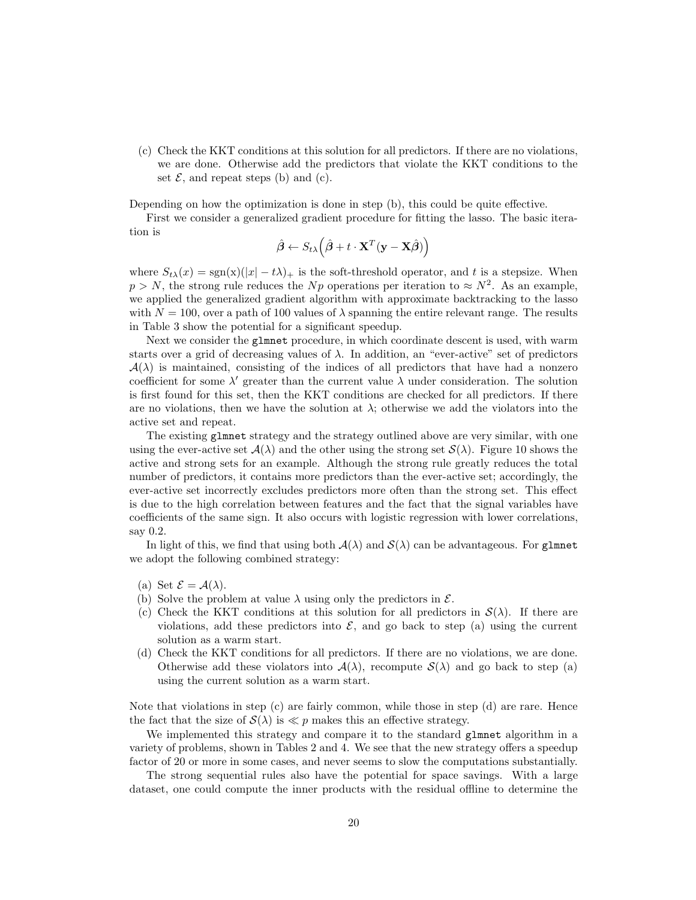(c) Check the KKT conditions at this solution for all predictors. If there are no violations, we are done. Otherwise add the predictors that violate the KKT conditions to the set $\mathcal{E}$, and repeat steps (b) and (c).

Depending on how the optimization is done in step (b), this could be quite effective.

First we consider a generalized gradient procedure for fitting the lasso. The basic iteration is

$$\hat{\boldsymbol{\beta}} \leftarrow S_{t\lambda}\Big(\hat{\boldsymbol{\beta}} + t \cdot \mathbf{X}^T(\mathbf{y} - \mathbf{X}\hat{\boldsymbol{\beta}})\Big)$$

where $S_{t\lambda}(x) = \text{sgn(x)}(|x| - t\lambda)_+$ is the soft-threshold operator, and $t$ is a stepsize. When $p > N$, the strong rule reduces the $Np$ operations per iteration to $\approx N^2$. As an example, we applied the generalized gradient algorithm with approximate backtracking to the lasso with $N = 100$, over a path of 100 values of $\lambda$ spanning the entire relevant range. The results in Table 3 show the potential for a significant speedup.

Next we consider the `glmnet` procedure, in which coordinate descent is used, with warm starts over a grid of decreasing values of $\lambda$. In addition, an "ever-active" set of predictors $\mathcal{A}(\lambda)$ is maintained, consisting of the indices of all predictors that have had a nonzero coefficient for some $\lambda'$ greater than the current value $\lambda$ under consideration. The solution is first found for this set, then the KKT conditions are checked for all predictors. If there are no violations, then we have the solution at $\lambda$; otherwise we add the violators into the active set and repeat.

The existing `glmnet` strategy and the strategy outlined above are very similar, with one using the ever-active set $\mathcal{A}(\lambda)$ and the other using the strong set $\mathcal{S}(\lambda)$. Figure 10 shows the active and strong sets for an example. Although the strong rule greatly reduces the total number of predictors, it contains more predictors than the ever-active set; accordingly, the ever-active set incorrectly excludes predictors more often than the strong set. This effect is due to the high correlation between features and the fact that the signal variables have coefficients of the same sign. It also occurs with logistic regression with lower correlations, say 0.2.

In light of this, we find that using both $\mathcal{A}(\lambda)$ and $\mathcal{S}(\lambda)$ can be advantageous. For `glmnet` we adopt the following combined strategy:

(a) Set $\mathcal{E} = \mathcal{A}(\lambda)$.

(b) Solve the problem at value $\lambda$ using only the predictors in $\mathcal{E}$.

(c) Check the KKT conditions at this solution for all predictors in $\mathcal{S}(\lambda)$. If there are violations, add these predictors into $\mathcal{E}$, and go back to step (a) using the current solution as a warm start.

(d) Check the KKT conditions for all predictors. If there are no violations, we are done. Otherwise add these violators into $\mathcal{A}(\lambda)$, recompute $\mathcal{S}(\lambda)$ and go back to step (a) using the current solution as a warm start.

Note that violations in step (c) are fairly common, while those in step (d) are rare. Hence the fact that the size of $\mathcal{S}(\lambda)$ is $\ll p$ makes this an effective strategy.

We implemented this strategy and compare it to the standard `glmnet` algorithm in a variety of problems, shown in Tables 2 and 4. We see that the new strategy offers a speedup factor of 20 or more in some cases, and never seems to slow the computations substantially.

The strong sequential rules also have the potential for space savings. With a large dataset, one could compute the inner products with the residual offline to determine the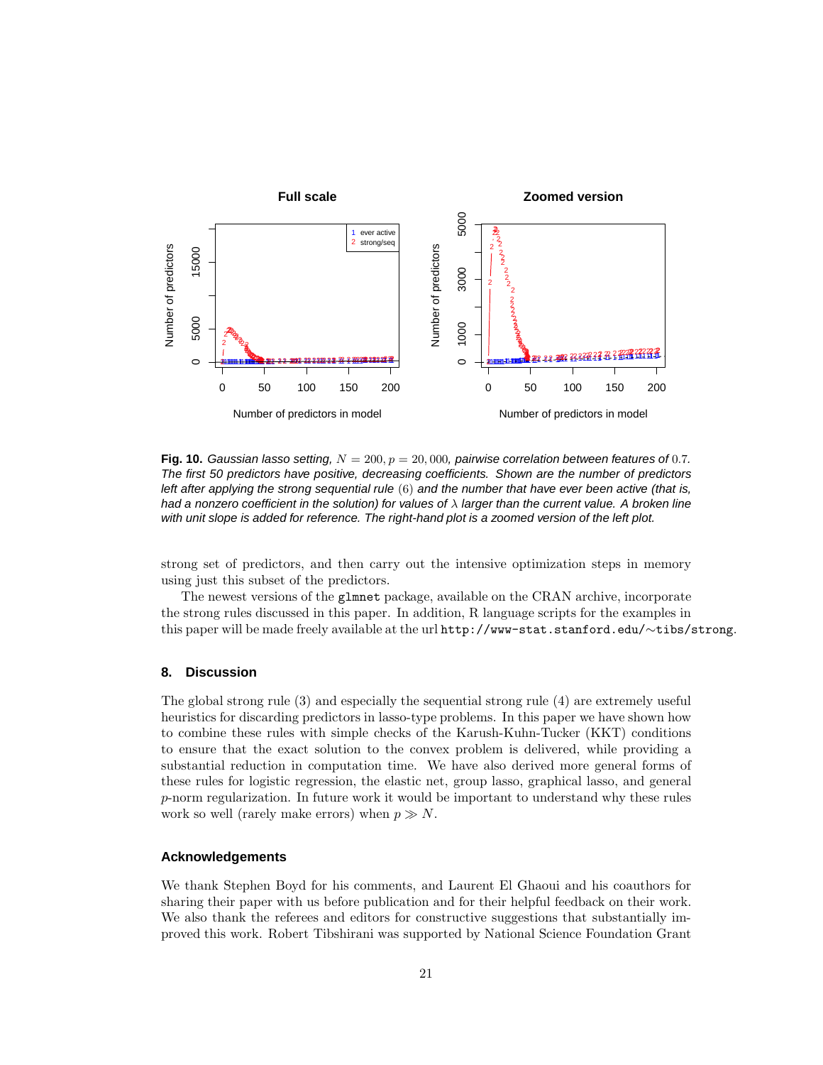**Fig. 10.** *Gaussian lasso setting, $N = 200, p = 20,000$, pairwise correlation between features of 0.7. The first 50 predictors have positive, decreasing coefficients. Shown are the number of predictors left after applying the strong sequential rule (6) and the number that have ever been active (that is, had a nonzero coefficient in the solution) for values of $\lambda$ larger than the current value. A broken line with unit slope is added for reference. The right-hand plot is a zoomed version of the left plot.*

strong set of predictors, and then carry out the intensive optimization steps in memory using just this subset of the predictors.

The newest versions of the `glmnet` package, available on the CRAN archive, incorporate the strong rules discussed in this paper. In addition, R language scripts for the examples in this paper will be made freely available at the url `http://www-stat.stanford.edu/~tibs/strong`.

## 8. Discussion

The global strong rule (3) and especially the sequential strong rule (4) are extremely useful heuristics for discarding predictors in lasso-type problems. In this paper we have shown how to combine these rules with simple checks of the Karush-Kuhn-Tucker (KKT) conditions to ensure that the exact solution to the convex problem is delivered, while providing a substantial reduction in computation time. We have also derived more general forms of these rules for logistic regression, the elastic net, group lasso, graphical lasso, and general $p$-norm regularization. In future work it would be important to understand why these rules work so well (rarely make errors) when $p \gg N$.

### Acknowledgements

We thank Stephen Boyd for his comments, and Laurent El Ghaoui and his coauthors for sharing their paper with us before publication and for their helpful feedback on their work. We also thank the referees and editors for constructive suggestions that substantially improved this work. Robert Tibshirani was supported by National Science Foundation Grant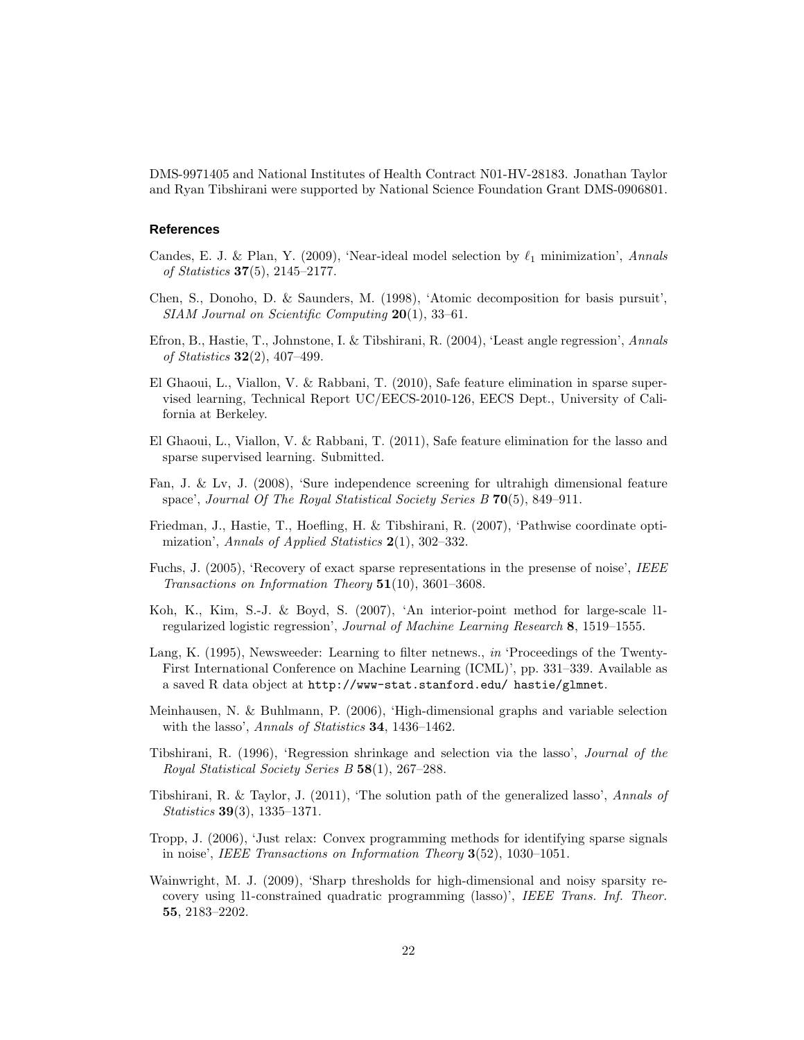DMS-9971405 and National Institutes of Health Contract N01-HV-28183. Jonathan Taylor and Ryan Tibshirani were supported by National Science Foundation Grant DMS-0906801.

## References

Candes, E. J. & Plan, Y. (2009), 'Near-ideal model selection by $\ell_1$ minimization', *Annals of Statistics* **37**(5), 2145–2177.

Chen, S., Donoho, D. & Saunders, M. (1998), 'Atomic decomposition for basis pursuit', *SIAM Journal on Scientific Computing* **20**(1), 33–61.

Efron, B., Hastie, T., Johnstone, I. & Tibshirani, R. (2004), 'Least angle regression', *Annals of Statistics* **32**(2), 407–499.

El Ghaoui, L., Viallon, V. & Rabbani, T. (2010), Safe feature elimination in sparse supervised learning, Technical Report UC/EECS-2010-126, EECS Dept., University of California at Berkeley.

El Ghaoui, L., Viallon, V. & Rabbani, T. (2011), Safe feature elimination for the lasso and sparse supervised learning. Submitted.

Fan, J. & Lv, J. (2008), 'Sure independence screening for ultrahigh dimensional feature space', *Journal Of The Royal Statistical Society Series B* **70**(5), 849–911.

Friedman, J., Hastie, T., Hoefling, H. & Tibshirani, R. (2007), 'Pathwise coordinate optimization', *Annals of Applied Statistics* **2**(1), 302–332.

Fuchs, J. (2005), 'Recovery of exact sparse representations in the presense of noise', *IEEE Transactions on Information Theory* **51**(10), 3601–3608.

Koh, K., Kim, S.-J. & Boyd, S. (2007), 'An interior-point method for large-scale l1-regularized logistic regression', *Journal of Machine Learning Research* **8**, 1519–1555.

Lang, K. (1995), Newsweeder: Learning to filter netnews., *in* 'Proceedings of the Twenty-First International Conference on Machine Learning (ICML)', pp. 331–339. Available as a saved R data object at `http://www-stat.stanford.edu/ hastie/glmnet`.

Meinhausen, N. & Buhlmann, P. (2006), 'High-dimensional graphs and variable selection with the lasso', *Annals of Statistics* **34**, 1436–1462.

Tibshirani, R. (1996), 'Regression shrinkage and selection via the lasso', *Journal of the Royal Statistical Society Series B* **58**(1), 267–288.

Tibshirani, R. & Taylor, J. (2011), 'The solution path of the generalized lasso', *Annals of Statistics* **39**(3), 1335–1371.

Tropp, J. (2006), 'Just relax: Convex programming methods for identifying sparse signals in noise', *IEEE Transactions on Information Theory* **3**(52), 1030–1051.

Wainwright, M. J. (2009), 'Sharp thresholds for high-dimensional and noisy sparsity recovery using l1-constrained quadratic programming (lasso)', *IEEE Trans. Inf. Theor.* **55**, 2183–2202.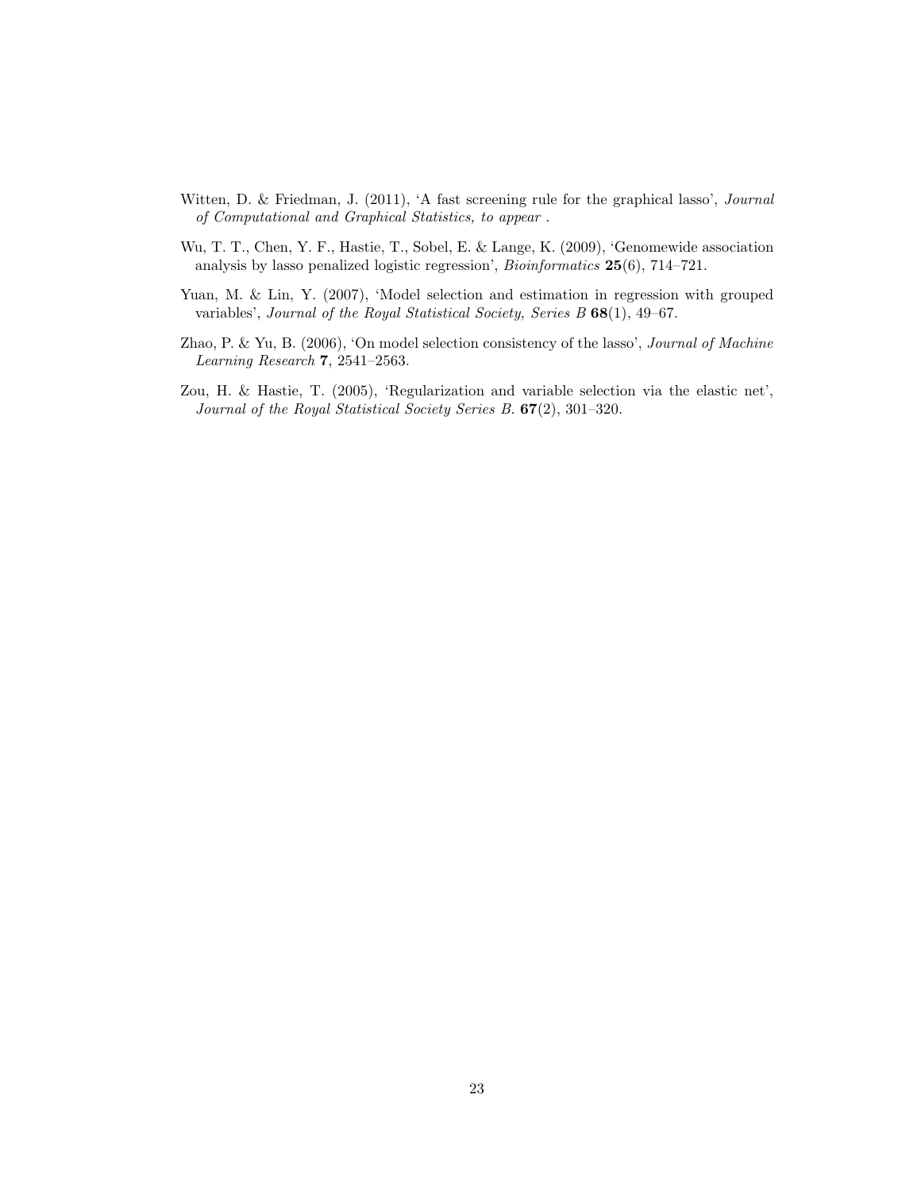Witten, D. & Friedman, J. (2011), 'A fast screening rule for the graphical lasso', *Journal of Computational and Graphical Statistics, to appear* .

Wu, T. T., Chen, Y. F., Hastie, T., Sobel, E. & Lange, K. (2009), 'Genomewide association analysis by lasso penalized logistic regression', *Bioinformatics* **25**(6), 714–721.

Yuan, M. & Lin, Y. (2007), 'Model selection and estimation in regression with grouped variables', *Journal of the Royal Statistical Society, Series B* **68**(1), 49–67.

Zhao, P. & Yu, B. (2006), 'On model selection consistency of the lasso', *Journal of Machine Learning Research* **7**, 2541–2563.

Zou, H. & Hastie, T. (2005), 'Regularization and variable selection via the elastic net', *Journal of the Royal Statistical Society Series B.* **67**(2), 301–320.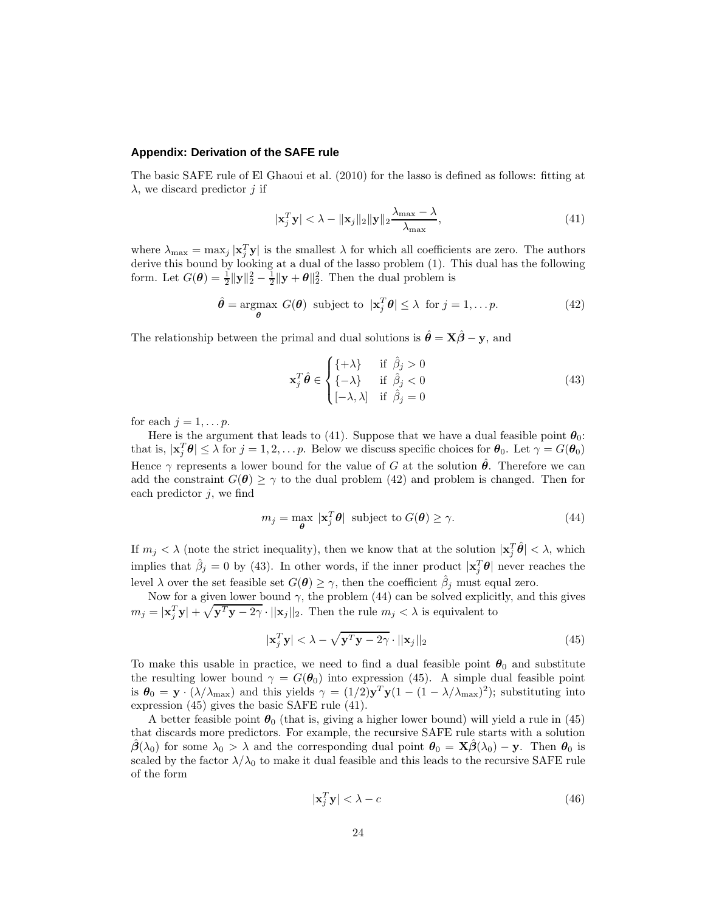## Appendix: Derivation of the SAFE rule

The basic SAFE rule of El Ghaoui et al. (2010) for the lasso is defined as follows: fitting at $\lambda$, we discard predictor $j$ if

$$|\mathbf{x}_j^T \mathbf{y}| < \lambda - \|\mathbf{x}_j\|_2 \|\mathbf{y}\|_2 \frac{\lambda_{\max} - \lambda}{\lambda_{\max}}, \tag{41}$$

where $\lambda_{\max} = \max_j |\mathbf{x}_j^T \mathbf{y}|$ is the smallest $\lambda$ for which all coefficients are zero. The authors derive this bound by looking at a dual of the lasso problem (1). This dual has the following form. Let $G(\boldsymbol{\theta}) = \frac{1}{2}\|\mathbf{y}\|_2^2 - \frac{1}{2}\|\mathbf{y} + \boldsymbol{\theta}\|_2^2$. Then the dual problem is

$$\hat{\boldsymbol{\theta}} = \underset{\boldsymbol{\theta}}{\operatorname{argmax}} \ G(\boldsymbol{\theta}) \ \text{ subject to } \ |\mathbf{x}_j^T \boldsymbol{\theta}| \leq \lambda \ \text{ for } j = 1, \ldots p. \tag{42}$$

The relationship between the primal and dual solutions is $\hat{\boldsymbol{\theta}} = \mathbf{X}\hat{\boldsymbol{\beta}} - \mathbf{y}$, and

$$\mathbf{x}_j^T \hat{\boldsymbol{\theta}} \in \begin{cases} \{+\lambda\} & \text{if } \hat{\beta}_j > 0 \\ \{-\lambda\} & \text{if } \hat{\beta}_j < 0 \\ [-\lambda, \lambda] & \text{if } \hat{\beta}_j = 0 \end{cases} \tag{43}$$

for each $j = 1, \ldots p$.

Here is the argument that leads to (41). Suppose that we have a dual feasible point $\boldsymbol{\theta}_0$: that is, $|\mathbf{x}_j^T \boldsymbol{\theta}| \leq \lambda$ for $j = 1, 2, \ldots p$. Below we discuss specific choices for $\boldsymbol{\theta}_0$. Let $\gamma = G(\boldsymbol{\theta}_0)$ Hence $\gamma$ represents a lower bound for the value of $G$ at the solution $\hat{\boldsymbol{\theta}}$. Therefore we can add the constraint $G(\boldsymbol{\theta}) \geq \gamma$ to the dual problem (42) and problem is changed. Then for each predictor $j$, we find

$$m_j = \max_{\boldsymbol{\theta}} \ |\mathbf{x}_j^T \boldsymbol{\theta}| \ \text{ subject to } G(\boldsymbol{\theta}) \geq \gamma. \tag{44}$$

If $m_j < \lambda$ (note the strict inequality), then we know that at the solution $|\mathbf{x}_j^T \hat{\boldsymbol{\theta}}| < \lambda$, which implies that $\hat{\beta}_j = 0$ by (43). In other words, if the inner product $|\mathbf{x}_j^T \boldsymbol{\theta}|$ never reaches the level $\lambda$ over the set feasible set $G(\boldsymbol{\theta}) \geq \gamma$, then the coefficient $\hat{\beta}_j$ must equal zero.

Now for a given lower bound $\gamma$, the problem (44) can be solved explicitly, and this gives $m_j = |\mathbf{x}_j^T \mathbf{y}| + \sqrt{\mathbf{y}^T \mathbf{y} - 2\gamma} \cdot ||\mathbf{x}_j||_2$. Then the rule $m_j < \lambda$ is equivalent to

$$|\mathbf{x}_j^T \mathbf{y}| < \lambda - \sqrt{\mathbf{y}^T \mathbf{y} - 2\gamma} \cdot ||\mathbf{x}_j||_2 \tag{45}$$

To make this usable in practice, we need to find a dual feasible point $\boldsymbol{\theta}_0$ and substitute the resulting lower bound $\gamma = G(\boldsymbol{\theta}_0)$ into expression (45). A simple dual feasible point is $\boldsymbol{\theta}_0 = \mathbf{y} \cdot (\lambda/\lambda_{\max})$ and this yields $\gamma = (1/2)\mathbf{y}^T \mathbf{y}(1 - (1 - \lambda/\lambda_{\max})^2)$; substituting into expression (45) gives the basic SAFE rule (41).

A better feasible point $\boldsymbol{\theta}_0$ (that is, giving a higher lower bound) will yield a rule in (45) that discards more predictors. For example, the recursive SAFE rule starts with a solution $\hat{\boldsymbol{\beta}}(\lambda_0)$ for some $\lambda_0 > \lambda$ and the corresponding dual point $\boldsymbol{\theta}_0 = \mathbf{X}\hat{\boldsymbol{\beta}}(\lambda_0) - \mathbf{y}$. Then $\boldsymbol{\theta}_0$ is scaled by the factor $\lambda/\lambda_0$ to make it dual feasible and this leads to the recursive SAFE rule of the form

$$|\mathbf{x}_j^T \mathbf{y}| < \lambda - c \tag{46}$$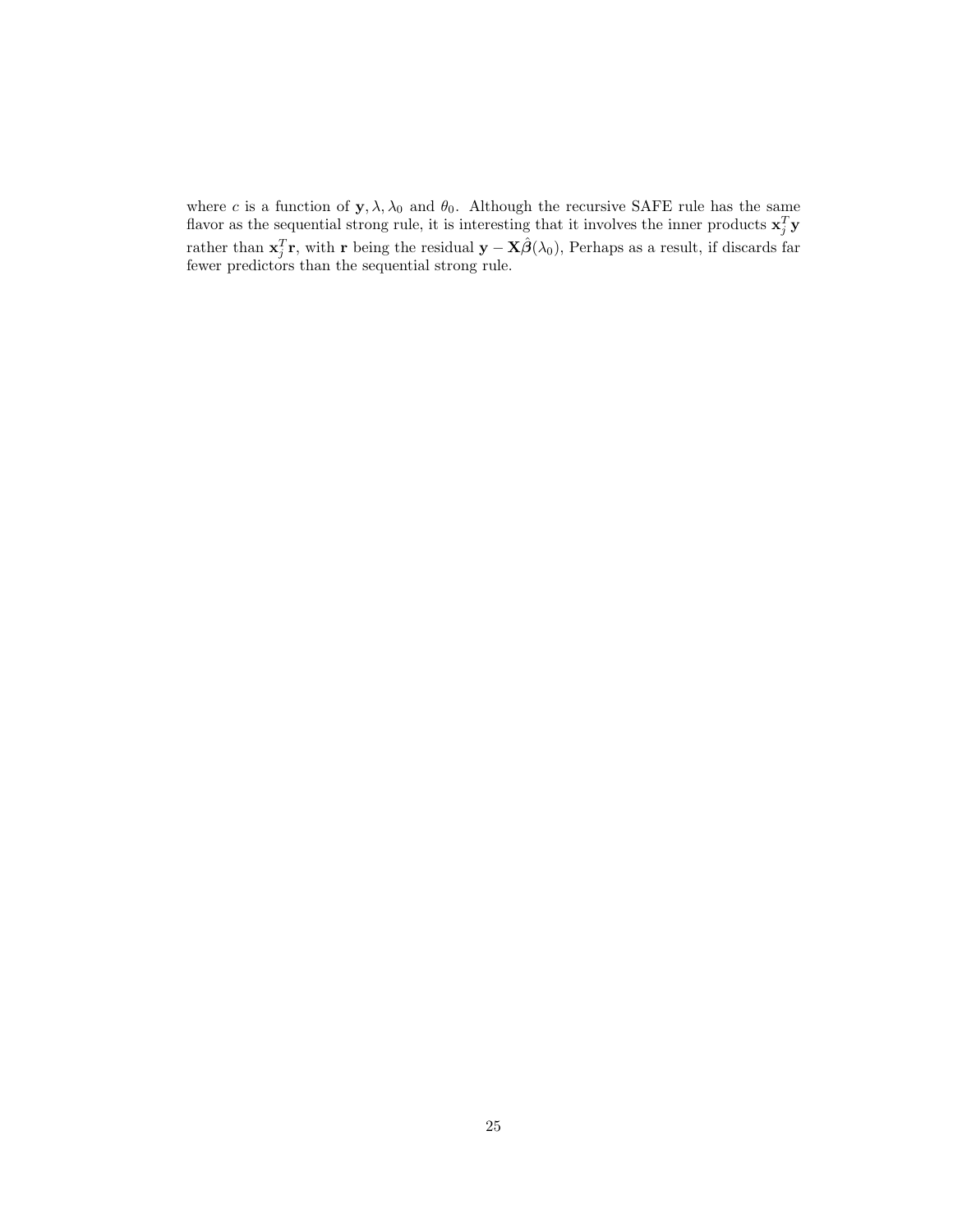where $c$ is a function of $\mathbf{y}, \lambda, \lambda_0$ and $\theta_0$. Although the recursive SAFE rule has the same flavor as the sequential strong rule, it is interesting that it involves the inner products $\mathbf{x}_j^T \mathbf{y}$ rather than $\mathbf{x}_j^T \mathbf{r}$, with $\mathbf{r}$ being the residual $\mathbf{y} - \mathbf{X}\hat{\boldsymbol{\beta}}(\lambda_0)$, Perhaps as a result, if discards far fewer predictors than the sequential strong rule.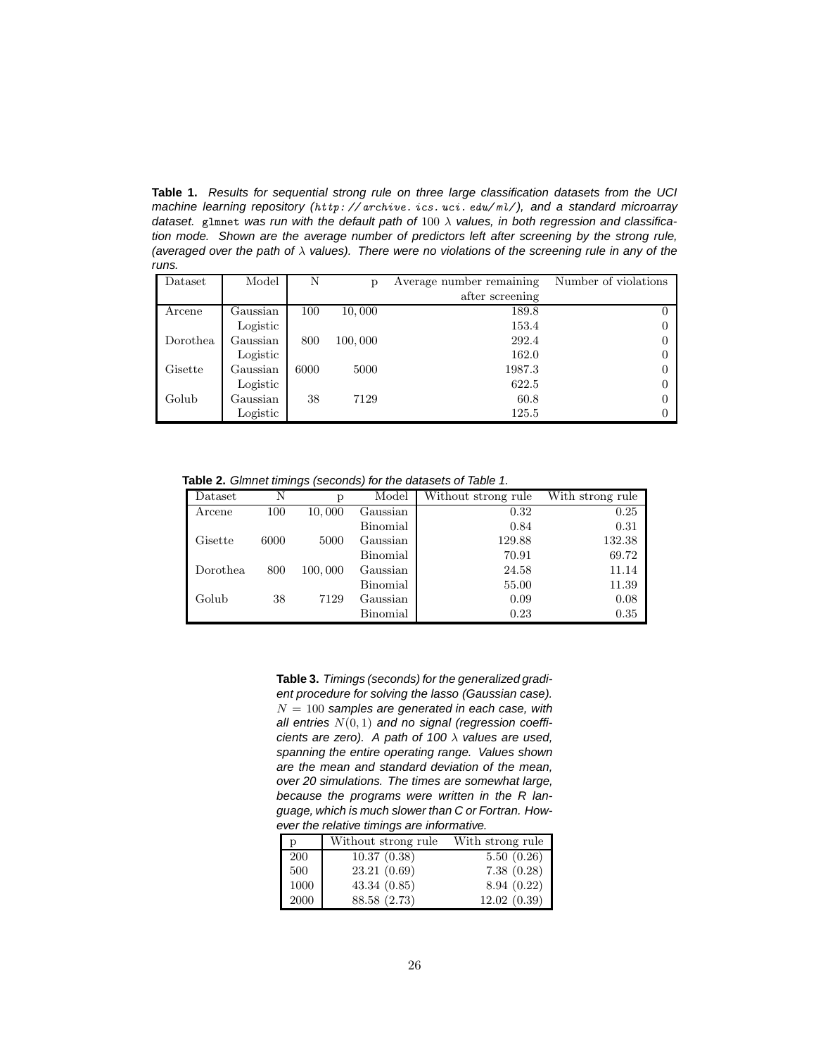**Table 1.** *Results for sequential strong rule on three large classification datasets from the UCI machine learning repository (http://archive.ics.uci.edu/ml/), and a standard microarray dataset.* `glmnet` *was run with the default path of* $100$ $\lambda$ *values, in both regression and classification mode. Shown are the average number of predictors left after screening by the strong rule, (averaged over the path of* $\lambda$ *values). There were no violations of the screening rule in any of the runs.*

| Dataset | Model | N | p | Average number remaining after screening | Number of violations |
|---|---|---|---|---|---|
| Arcene | Gaussian | 100 | 10,000 | 189.8 | 0 |
| | Logistic | | | 153.4 | 0 |
| Dorothea | Gaussian | 800 | 100,000 | 292.4 | 0 |
| | Logistic | | | 162.0 | 0 |
| Gisette | Gaussian | 6000 | 5000 | 1987.3 | 0 |
| | Logistic | | | 622.5 | 0 |
| Golub | Gaussian | 38 | 7129 | 60.8 | 0 |
| | Logistic | | | 125.5 | 0 |

**Table 2.** *Glmnet timings (seconds) for the datasets of Table 1.*

| Dataset | N | p | Model | Without strong rule | With strong rule |
|---|---|---|---|---|---|
| Arcene | 100 | 10,000 | Gaussian | 0.32 | 0.25 |
| | | | Binomial | 0.84 | 0.31 |
| Gisette | 6000 | 5000 | Gaussian | 129.88 | 132.38 |
| | | | Binomial | 70.91 | 69.72 |
| Dorothea | 800 | 100,000 | Gaussian | 24.58 | 11.14 |
| | | | Binomial | 55.00 | 11.39 |
| Golub | 38 | 7129 | Gaussian | 0.09 | 0.08 |
| | | | Binomial | 0.23 | 0.35 |

**Table 3.** *Timings (seconds) for the generalized gradient procedure for solving the lasso (Gaussian case).* $N = 100$ *samples are generated in each case, with all entries* $N(0,1)$ *and no signal (regression coefficients are zero). A path of 100* $\lambda$ *values are used, spanning the entire operating range. Values shown are the mean and standard deviation of the mean, over 20 simulations. The times are somewhat large, because the programs were written in the R language, which is much slower than C or Fortran. However the relative timings are informative.*

| p | Without strong rule | With strong rule |
|---|---|---|
| 200 | 10.37 (0.38) | 5.50 (0.26) |
| 500 | 23.21 (0.69) | 7.38 (0.28) |
| 1000 | 43.34 (0.85) | 8.94 (0.22) |
| 2000 | 88.58 (2.73) | 12.02 (0.39) |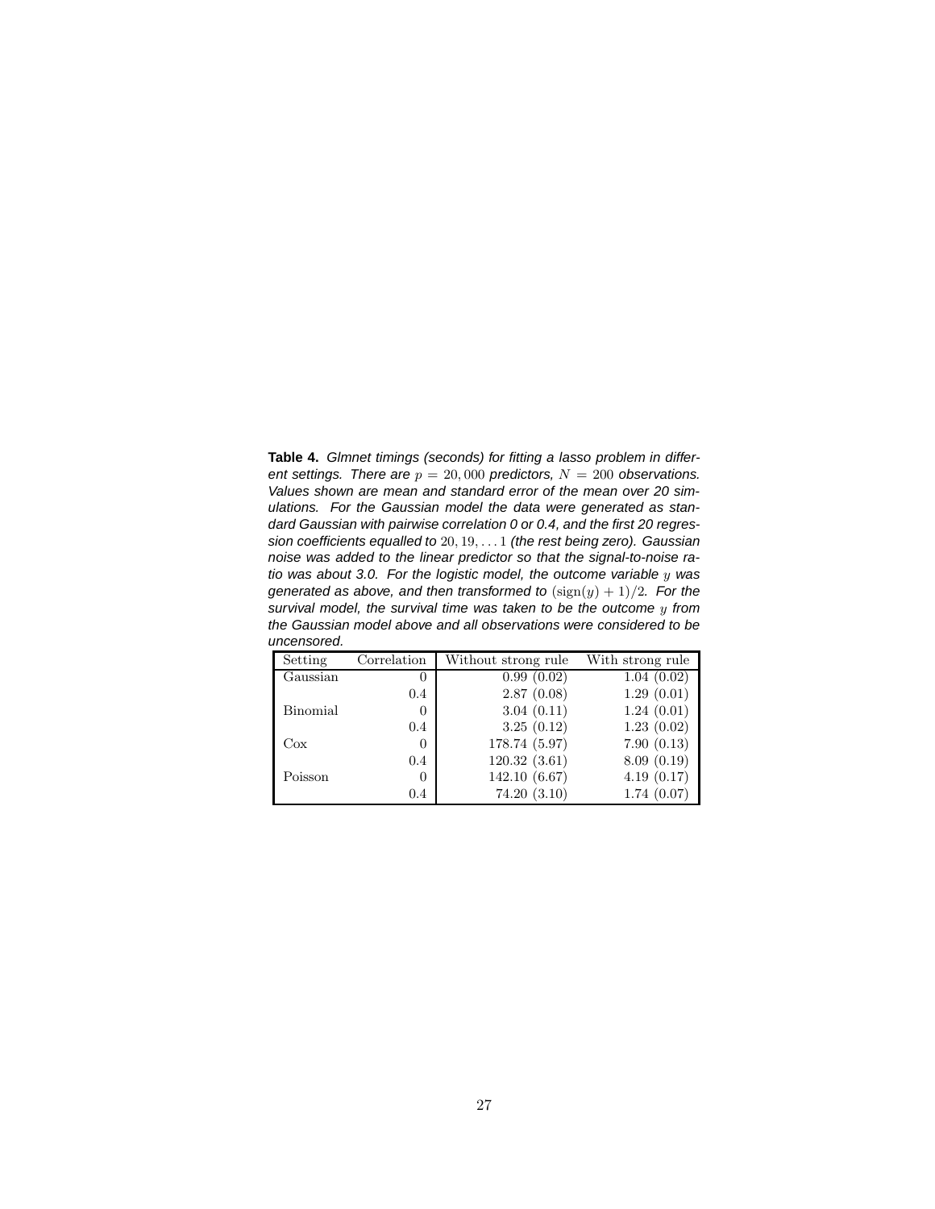**Table 4.** *Glmnet timings (seconds) for fitting a lasso problem in different settings. There are $p = 20,000$ predictors, $N = 200$ observations. Values shown are mean and standard error of the mean over 20 simulations. For the Gaussian model the data were generated as standard Gaussian with pairwise correlation 0 or 0.4, and the first 20 regression coefficients equalled to $20, 19, \ldots 1$ (the rest being zero). Gaussian noise was added to the linear predictor so that the signal-to-noise ratio was about 3.0. For the logistic model, the outcome variable $y$ was generated as above, and then transformed to $(\text{sign}(y) + 1)/2$. For the survival model, the survival time was taken to be the outcome $y$ from the Gaussian model above and all observations were considered to be uncensored.*

| Setting | Correlation | Without strong rule | With strong rule |
|---|---|---|---|
| Gaussian | 0 | 0.99 (0.02) | 1.04 (0.02) |
| | 0.4 | 2.87 (0.08) | 1.29 (0.01) |
| Binomial | 0 | 3.04 (0.11) | 1.24 (0.01) |
| | 0.4 | 3.25 (0.12) | 1.23 (0.02) |
| Cox | 0 | 178.74 (5.97) | 7.90 (0.13) |
| | 0.4 | 120.32 (3.61) | 8.09 (0.19) |
| Poisson | 0 | 142.10 (6.67) | 4.19 (0.17) |
| | 0.4 | 74.20 (3.10) | 1.74 (0.07) |